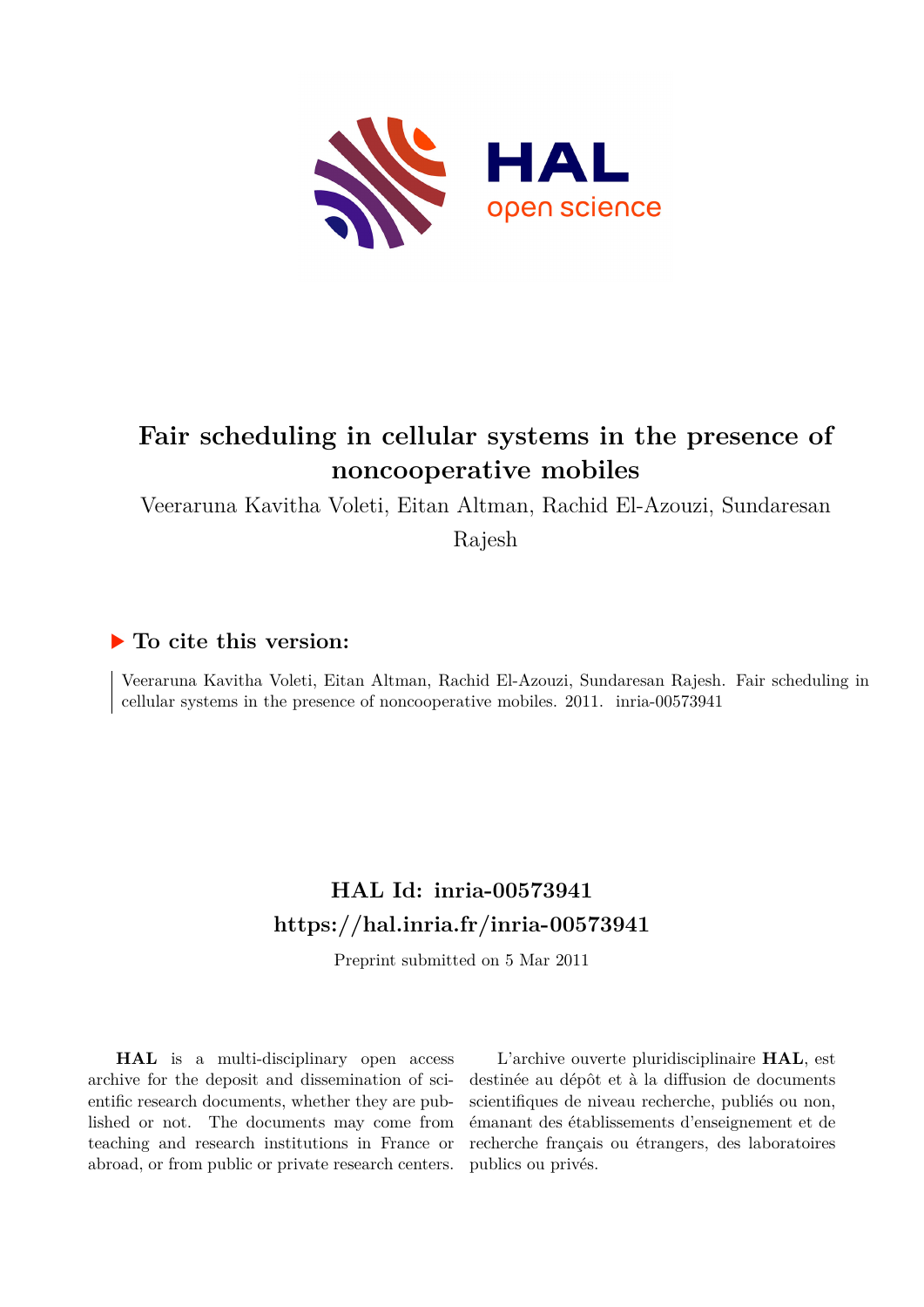# Fair scheduling in cellular systems in the presence of noncooperative mobiles

Veeraruna Kavitha Voleti, Eitan Altman, Rachid El-Azouzi, Sundaresan Rajesh

## ▶ To cite this version:

Veeraruna Kavitha Voleti, Eitan Altman, Rachid El-Azouzi, Sundaresan Rajesh. Fair scheduling in cellular systems in the presence of noncooperative mobiles. 2011. inria-00573941

## HAL Id: inria-00573941

## https://hal.inria.fr/inria-00573941

Preprint submitted on 5 Mar 2011

**HAL** is a multi-disciplinary open access archive for the deposit and dissemination of scientific research documents, whether they are published or not. The documents may come from teaching and research institutions in France or abroad, or from public or private research centers.

L'archive ouverte pluridisciplinaire **HAL**, est destinée au dépôt et à la diffusion de documents scientifiques de niveau recherche, publiés ou non, émanant des établissements d'enseignement et de recherche français ou étrangers, des laboratoires publics ou privés.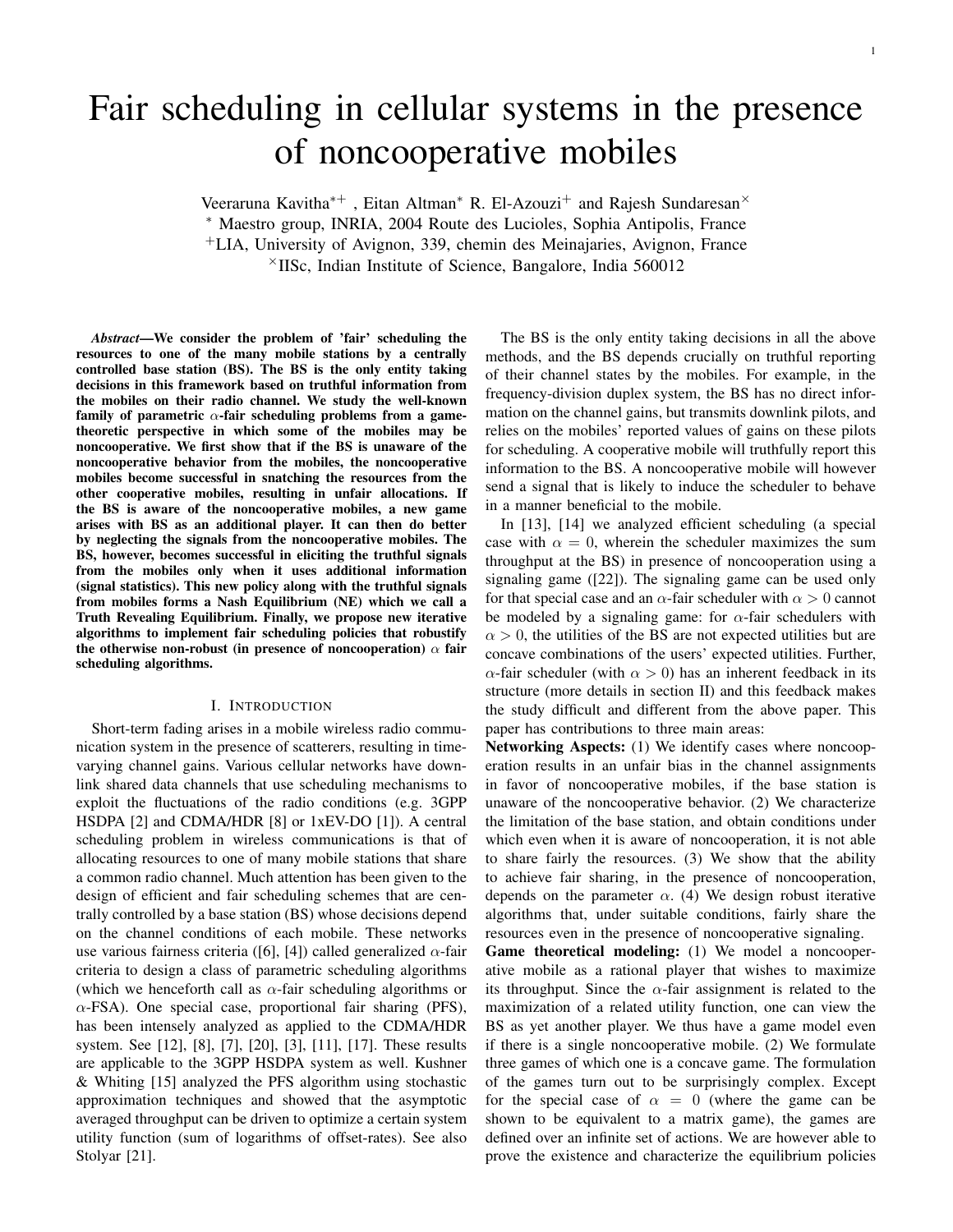# Fair scheduling in cellular systems in the presence of noncooperative mobiles

Veeraruna Kavitha[∗+] , Eitan Altman[∗] R. El-Azouzi[+] and Rajesh Sundaresan[×]

[∗] Maestro group, INRIA, 2004 Route des Lucioles, Sophia Antipolis, France

[+]LIA, University of Avignon, 339, chemin des Meinajaries, Avignon, France

[×]IISc, Indian Institute of Science, Bangalore, India 560012

***Abstract*—We consider the problem of 'fair' scheduling the resources to one of the many mobile stations by a centrally controlled base station (BS). The BS is the only entity taking decisions in this framework based on truthful information from the mobiles on their radio channel. We study the well-known family of parametric $\alpha$-fair scheduling problems from a game-theoretic perspective in which some of the mobiles may be noncooperative. We first show that if the BS is unaware of the noncooperative behavior from the mobiles, the noncooperative mobiles become successful in snatching the resources from the other cooperative mobiles, resulting in unfair allocations. If the BS is aware of the noncooperative mobiles, a new game arises with BS as an additional player. It can then do better by neglecting the signals from the noncooperative mobiles. The BS, however, becomes successful in eliciting the truthful signals from the mobiles only when it uses additional information (signal statistics). This new policy along with the truthful signals from mobiles forms a Nash Equilibrium (NE) which we call a Truth Revealing Equilibrium. Finally, we propose new iterative algorithms to implement fair scheduling policies that robustify the otherwise non-robust (in presence of noncooperation) $\alpha$ fair scheduling algorithms.**

## I. Introduction

Short-term fading arises in a mobile wireless radio communication system in the presence of scatterers, resulting in time-varying channel gains. Various cellular networks have downlink shared data channels that use scheduling mechanisms to exploit the fluctuations of the radio conditions (e.g. 3GPP HSDPA [2] and CDMA/HDR [8] or 1xEV-DO [1]). A central scheduling problem in wireless communications is that of allocating resources to one of many mobile stations that share a common radio channel. Much attention has been given to the design of efficient and fair scheduling schemes that are centrally controlled by a base station (BS) whose decisions depend on the channel conditions of each mobile. These networks use various fairness criteria ([6], [4]) called generalized $\alpha$-fair criteria to design a class of parametric scheduling algorithms (which we henceforth call as $\alpha$-fair scheduling algorithms or $\alpha$-FSA). One special case, proportional fair sharing (PFS), has been intensely analyzed as applied to the CDMA/HDR system. See [12], [8], [7], [20], [3], [11], [17]. These results are applicable to the 3GPP HSDPA system as well. Kushner & Whiting [15] analyzed the PFS algorithm using stochastic approximation techniques and showed that the asymptotic averaged throughput can be driven to optimize a certain system utility function (sum of logarithms of offset-rates). See also Stolyar [21].

The BS is the only entity taking decisions in all the above methods, and the BS depends crucially on truthful reporting of their channel states by the mobiles. For example, in the frequency-division duplex system, the BS has no direct information on the channel gains, but transmits downlink pilots, and relies on the mobiles' reported values of gains on these pilots for scheduling. A cooperative mobile will truthfully report this information to the BS. A noncooperative mobile will however send a signal that is likely to induce the scheduler to behave in a manner beneficial to the mobile.

In [13], [14] we analyzed efficient scheduling (a special case with $\alpha = 0$, wherein the scheduler maximizes the sum throughput at the BS) in presence of noncooperation using a signaling game ([22]). The signaling game can be used only for that special case and an $\alpha$-fair scheduler with $\alpha > 0$ cannot be modeled by a signaling game: for $\alpha$-fair schedulers with $\alpha > 0$, the utilities of the BS are not expected utilities but are concave combinations of the users' expected utilities. Further, $\alpha$-fair scheduler (with $\alpha > 0$) has an inherent feedback in its structure (more details in section II) and this feedback makes the study difficult and different from the above paper. This paper has contributions to three main areas:

**Networking Aspects:** (1) We identify cases where noncooperation results in an unfair bias in the channel assignments in favor of noncooperative mobiles, if the base station is unaware of the noncooperative behavior. (2) We characterize the limitation of the base station, and obtain conditions under which even when it is aware of noncooperation, it is not able to share fairly the resources. (3) We show that the ability to achieve fair sharing, in the presence of noncooperation, depends on the parameter $\alpha$. (4) We design robust iterative algorithms that, under suitable conditions, fairly share the resources even in the presence of noncooperative signaling.

**Game theoretical modeling:** (1) We model a noncooperative mobile as a rational player that wishes to maximize its throughput. Since the $\alpha$-fair assignment is related to the maximization of a related utility function, one can view the BS as yet another player. We thus have a game model even if there is a single noncooperative mobile. (2) We formulate three games of which one is a concave game. The formulation of the games turn out to be surprisingly complex. Except for the special case of $\alpha = 0$ (where the game can be shown to be equivalent to a matrix game), the games are defined over an infinite set of actions. We are however able to prove the existence and characterize the equilibrium policies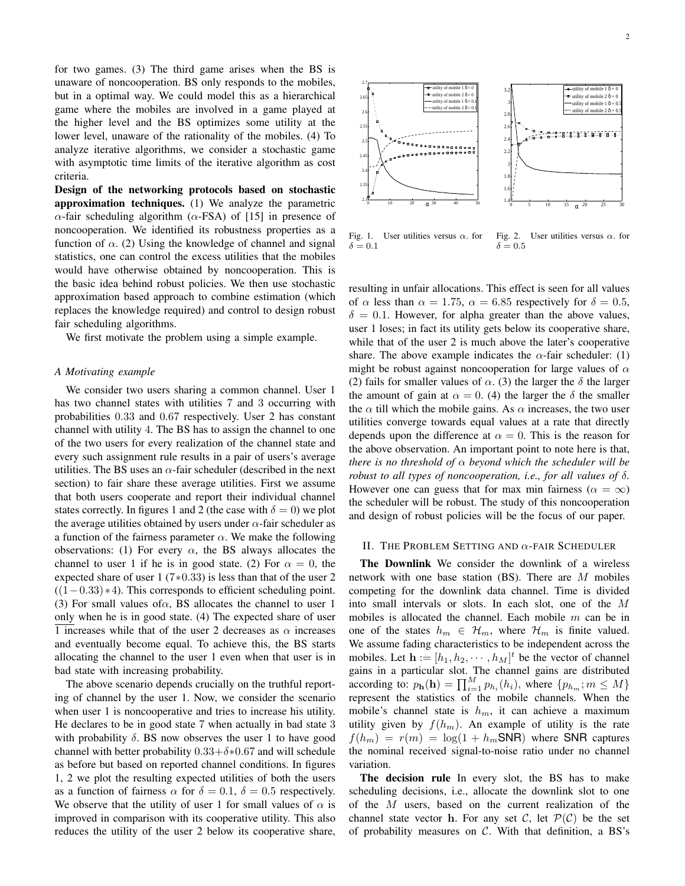for two games. (3) The third game arises when the BS is unaware of noncooperation. BS only responds to the mobiles, but in a optimal way. We could model this as a hierarchical game where the mobiles are involved in a game played at the higher level and the BS optimizes some utility at the lower level, unaware of the rationality of the mobiles. (4) To analyze iterative algorithms, we consider a stochastic game with asymptotic time limits of the iterative algorithm as cost criteria.

**Design of the networking protocols based on stochastic approximation techniques.** (1) We analyze the parametric $\alpha$-fair scheduling algorithm ($\alpha$-FSA) of [15] in presence of noncooperation. We identified its robustness properties as a function of $\alpha$. (2) Using the knowledge of channel and signal statistics, one can control the excess utilities that the mobiles would have otherwise obtained by noncooperation. This is the basic idea behind robust policies. We then use stochastic approximation based approach to combine estimation (which replaces the knowledge required) and control to design robust fair scheduling algorithms.

We first motivate the problem using a simple example.

### *A Motivating example*

We consider two users sharing a common channel. User 1 has two channel states with utilities 7 and 3 occurring with probabilities 0.33 and 0.67 respectively. User 2 has constant channel with utility 4. The BS has to assign the channel to one of the two users for every realization of the channel state and every such assignment rule results in a pair of users's average utilities. The BS uses an $\alpha$-fair scheduler (described in the next section) to fair share these average utilities. First we assume that both users cooperate and report their individual channel states correctly. In figures 1 and 2 (the case with $\delta = 0$) we plot the average utilities obtained by users under $\alpha$-fair scheduler as a function of the fairness parameter $\alpha$. We make the following observations: (1) For every $\alpha$, the BS always allocates the channel to user 1 if he is in good state. (2) For $\alpha = 0$, the expected share of user 1 ($7 * 0.33$) is less than that of the user 2 ($(1-0.33)*4$). This corresponds to efficient scheduling point. (3) For small values of$\alpha$, BS allocates the channel to user 1 only when he is in good state. (4) The expected share of user 1 increases while that of the user 2 decreases as $\alpha$ increases and eventually become equal. To achieve this, the BS starts allocating the channel to the user 1 even when that user is in bad state with increasing probability.

The above scenario depends crucially on the truthful reporting of channel by the user 1. Now, we consider the scenario when user 1 is noncooperative and tries to increase his utility. He declares to be in good state 7 when actually in bad state 3 with probability $\delta$. BS now observes the user 1 to have good channel with better probability $0.33 + \delta * 0.67$ and will schedule as before but based on reported channel conditions. In figures 1, 2 we plot the resulting expected utilities of both the users as a function of fairness $\alpha$ for $\delta = 0.1$, $\delta = 0.5$ respectively. We observe that the utility of user 1 for small values of $\alpha$ is improved in comparison with its cooperative utility. This also reduces the utility of the user 2 below its cooperative share,

Fig. 1. User utilities versus $\alpha$. for $\delta = 0.1$

Fig. 2. User utilities versus $\alpha$. for $\delta = 0.5$

resulting in unfair allocations. This effect is seen for all values of $\alpha$ less than $\alpha = 1.75$, $\alpha = 6.85$ respectively for $\delta = 0.5$, $\delta = 0.1$. However, for alpha greater than the above values, user 1 loses; in fact its utility gets below its cooperative share, while that of the user 2 is much above the later's cooperative share. The above example indicates the $\alpha$-fair scheduler: (1) might be robust against noncooperation for large values of $\alpha$ (2) fails for smaller values of $\alpha$. (3) the larger the $\delta$ the larger the amount of gain at $\alpha = 0$. (4) the larger the $\delta$ the smaller the $\alpha$ till which the mobile gains. As $\alpha$ increases, the two user utilities converge towards equal values at a rate that directly depends upon the difference at $\alpha = 0$. This is the reason for the above observation. An important point to note here is that, *there is no threshold of $\alpha$ beyond which the scheduler will be robust to all types of noncooperation, i.e., for all values of $\delta$.* However one can guess that for max min fairness ($\alpha = \infty$) the scheduler will be robust. The study of this noncooperation and design of robust policies will be the focus of our paper.

## II. The Problem Setting and $\alpha$-fair Scheduler

**The Downlink** We consider the downlink of a wireless network with one base station (BS). There are $M$ mobiles competing for the downlink data channel. Time is divided into small intervals or slots. In each slot, one of the $M$ mobiles is allocated the channel. Each mobile $m$ can be in one of the states $h_m \in \mathcal{H}_m$, where $\mathcal{H}_m$ is finite valued. We assume fading characteristics to be independent across the mobiles. Let $\mathbf{h} := [h_1, h_2, \cdots, h_M]^t$ be the vector of channel gains in a particular slot. The channel gains are distributed according to: $p_{\mathbf{h}}(\mathbf{h}) = \prod_{i=1}^{M} p_{h_i}(h_i)$, where $\{p_{h_m}; m \leq M\}$ represent the statistics of the mobile channels. When the mobile's channel state is $h_m$, it can achieve a maximum utility given by $f(h_m)$. An example of utility is the rate $f(h_m) = r(m) = \log(1 + h_m \mathsf{SNR})$ where $\mathsf{SNR}$ captures the nominal received signal-to-noise ratio under no channel variation.

**The decision rule** In every slot, the BS has to make scheduling decisions, i.e., allocate the downlink slot to one of the $M$ users, based on the current realization of the channel state vector $\mathbf{h}$. For any set $\mathcal{C}$, let $\mathcal{P}(\mathcal{C})$ be the set of probability measures on $\mathcal{C}$. With that definition, a BS's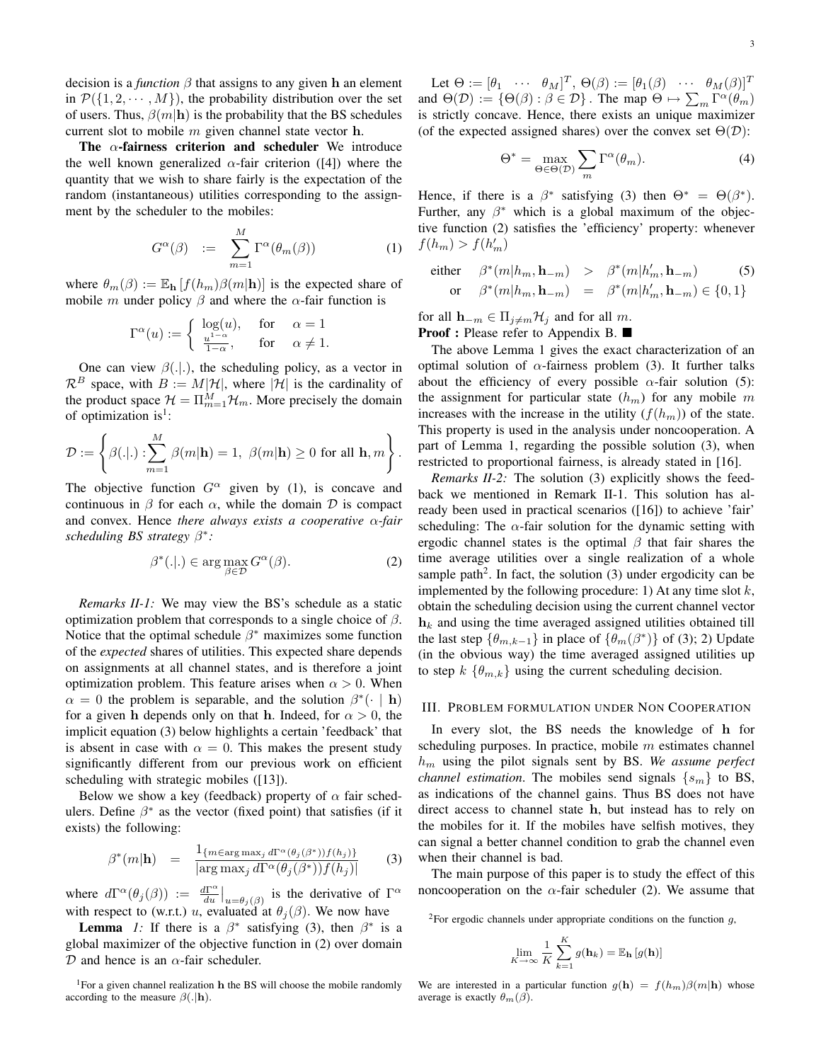decision is a *function* $\beta$ that assigns to any given $\mathbf{h}$ an element in $\mathcal{P}(\{1, 2, \cdots, M\})$, the probability distribution over the set of users. Thus, $\beta(m|\mathbf{h})$ is the probability that the BS schedules current slot to mobile $m$ given channel state vector $\mathbf{h}$.

**The $\alpha$-fairness criterion and scheduler** We introduce the well known generalized $\alpha$-fair criterion ([4]) where the quantity that we wish to share fairly is the expectation of the random (instantaneous) utilities corresponding to the assignment by the scheduler to the mobiles:

$$G^{\alpha}(\beta) \;\; := \;\; \sum_{m=1}^{M} \Gamma^{\alpha}(\theta_m(\beta)) \qquad (1)$$

where $\theta_m(\beta) := \mathbb{E}_{\mathbf{h}}\left[f(h_m)\beta(m|\mathbf{h})\right]$ is the expected share of mobile $m$ under policy $\beta$ and where the $\alpha$-fair function is

$$\Gamma^{\alpha}(u) := \begin{cases} \log(u), & \text{for} \quad \alpha = 1 \\ \frac{u^{1-\alpha}}{1-\alpha}, & \text{for} \quad \alpha \neq 1. \end{cases}$$

One can view $\beta(.|.)$, the scheduling policy, as a vector in $\mathcal{R}^B$ space, with $B := M|\mathcal{H}|$, where $|\mathcal{H}|$ is the cardinality of the product space $\mathcal{H} = \Pi_{m=1}^{M}\mathcal{H}_m$. More precisely the domain of optimization is[1]:

$$\mathcal{D} := \left\{ \beta(.|.) : \sum_{m=1}^{M} \beta(m|\mathbf{h}) = 1, \;\; \beta(m|\mathbf{h}) \geq 0 \text{ for all } \mathbf{h}, m \right\}.$$

The objective function $G^{\alpha}$ given by (1), is concave and continuous in $\beta$ for each $\alpha$, while the domain $\mathcal{D}$ is compact and convex. Hence *there always exists a cooperative $\alpha$-fair scheduling BS strategy $\beta^*$:*

$$\beta^*(.|.) \in \arg\max_{\beta \in \mathcal{D}} G^{\alpha}(\beta). \qquad (2)$$

*Remarks II-1:* We may view the BS's schedule as a static optimization problem that corresponds to a single choice of $\beta$. Notice that the optimal schedule $\beta^*$ maximizes some function of the *expected* shares of utilities. This expected share depends on assignments at all channel states, and is therefore a joint optimization problem. This feature arises when $\alpha > 0$. When $\alpha = 0$ the problem is separable, and the solution $\beta^*(\cdot \mid \mathbf{h})$ for a given $\mathbf{h}$ depends only on that $\mathbf{h}$. Indeed, for $\alpha > 0$, the implicit equation (3) below highlights a certain 'feedback' that is absent in case with $\alpha = 0$. This makes the present study significantly different from our previous work on efficient scheduling with strategic mobiles ([13]).

Below we show a key (feedback) property of $\alpha$ fair schedulers. Define $\beta^*$ as the vector (fixed point) that satisfies (if it exists) the following:

$$\beta^*(m|\mathbf{h}) \;\; = \;\; \frac{1_{\{m \in \arg\max_j d\Gamma^{\alpha}(\theta_j(\beta^*))f(h_j)\}}}{|\arg\max_j d\Gamma^{\alpha}(\theta_j(\beta^*))f(h_j)|} \qquad (3)$$

where $d\Gamma^{\alpha}(\theta_j(\beta)) := \frac{d\Gamma^{\alpha}}{du}\big|_{u=\theta_j(\beta)}$ is the derivative of $\Gamma^{\alpha}$ with respect to (w.r.t.) $u$, evaluated at $\theta_j(\beta)$. We now have

**Lemma** *1:* If there is a $\beta^*$ satisfying (3), then $\beta^*$ is a global maximizer of the objective function in (2) over domain $\mathcal{D}$ and hence is an $\alpha$-fair scheduler.

Let $\Theta := [\theta_1 \;\; \cdots \;\; \theta_M]^T$, $\Theta(\beta) := [\theta_1(\beta) \;\; \cdots \;\; \theta_M(\beta)]^T$ and $\Theta(\mathcal{D}) := \{\Theta(\beta) : \beta \in \mathcal{D}\}$. The map $\Theta \mapsto \sum_m \Gamma^{\alpha}(\theta_m)$ is strictly concave. Hence, there exists an unique maximizer (of the expected assigned shares) over the convex set $\Theta(\mathcal{D})$:

$$\Theta^* = \max_{\Theta \in \Theta(\mathcal{D})} \sum_m \Gamma^{\alpha}(\theta_m). \qquad (4)$$

Hence, if there is a $\beta^*$ satisfying (3) then $\Theta^* = \Theta(\beta^*)$. Further, any $\beta^*$ which is a global maximum of the objective function (2) satisfies the 'efficiency' property: whenever $f(h_m) > f(h'_m)$

$$\begin{aligned} \text{either} \quad & \beta^*(m|h_m, \mathbf{h}_{-m}) \;\; > \;\; \beta^*(m|h'_m, \mathbf{h}_{-m}) \\ \text{or} \quad & \beta^*(m|h_m, \mathbf{h}_{-m}) \;\; = \;\; \beta^*(m|h'_m, \mathbf{h}_{-m}) \in \{0, 1\} \end{aligned} \qquad (5)$$

for all $\mathbf{h}_{-m} \in \Pi_{j \neq m}\mathcal{H}_j$ and for all $m$.

**Proof :** Please refer to Appendix B. ■

The above Lemma 1 gives the exact characterization of an optimal solution of $\alpha$-fairness problem (3). It further talks about the efficiency of every possible $\alpha$-fair solution (5): the assignment for particular state $(h_m)$ for any mobile $m$ increases with the increase in the utility $(f(h_m))$ of the state. This property is used in the analysis under noncooperation. A part of Lemma 1, regarding the possible solution (3), when restricted to proportional fairness, is already stated in [16].

*Remarks II-2:* The solution (3) explicitly shows the feedback we mentioned in Remark II-1. This solution has already been used in practical scenarios ([16]) to achieve 'fair' scheduling: The $\alpha$-fair solution for the dynamic setting with ergodic channel states is the optimal $\beta$ that fair shares the time average utilities over a single realization of a whole sample path[2]. In fact, the solution (3) under ergodicity can be implemented by the following procedure: 1) At any time slot $k$, obtain the scheduling decision using the current channel vector $\mathbf{h}_k$ and using the time averaged assigned utilities obtained till the last step $\{\theta_{m,k-1}\}$ in place of $\{\theta_m(\beta^*)\}$ of (3); 2) Update (in the obvious way) the time averaged assigned utilities up to step $k$ $\{\theta_{m,k}\}$ using the current scheduling decision.

## III. Problem formulation under Non Cooperation

In every slot, the BS needs the knowledge of $\mathbf{h}$ for scheduling purposes. In practice, mobile $m$ estimates channel $h_m$ using the pilot signals sent by BS. *We assume perfect channel estimation.* The mobiles send signals $\{s_m\}$ to BS, as indications of the channel gains. Thus BS does not have direct access to channel state $\mathbf{h}$, but instead has to rely on the mobiles for it. If the mobiles have selfish motives, they can signal a better channel condition to grab the channel even when their channel is bad.

The main purpose of this paper is to study the effect of this noncooperation on the $\alpha$-fair scheduler (2). We assume that

[1]For a given channel realization $\mathbf{h}$ the BS will choose the mobile randomly according to the measure $\beta(.|\mathbf{h})$.

[2]For ergodic channels under appropriate conditions on the function $g$,

$$\lim_{K \to \infty} \frac{1}{K} \sum_{k=1}^{K} g(\mathbf{h}_k) = \mathbb{E}_{\mathbf{h}}\left[g(\mathbf{h})\right]$$

We are interested in a particular function $g(\mathbf{h}) = f(h_m)\beta(m|\mathbf{h})$ whose average is exactly $\theta_m(\beta)$.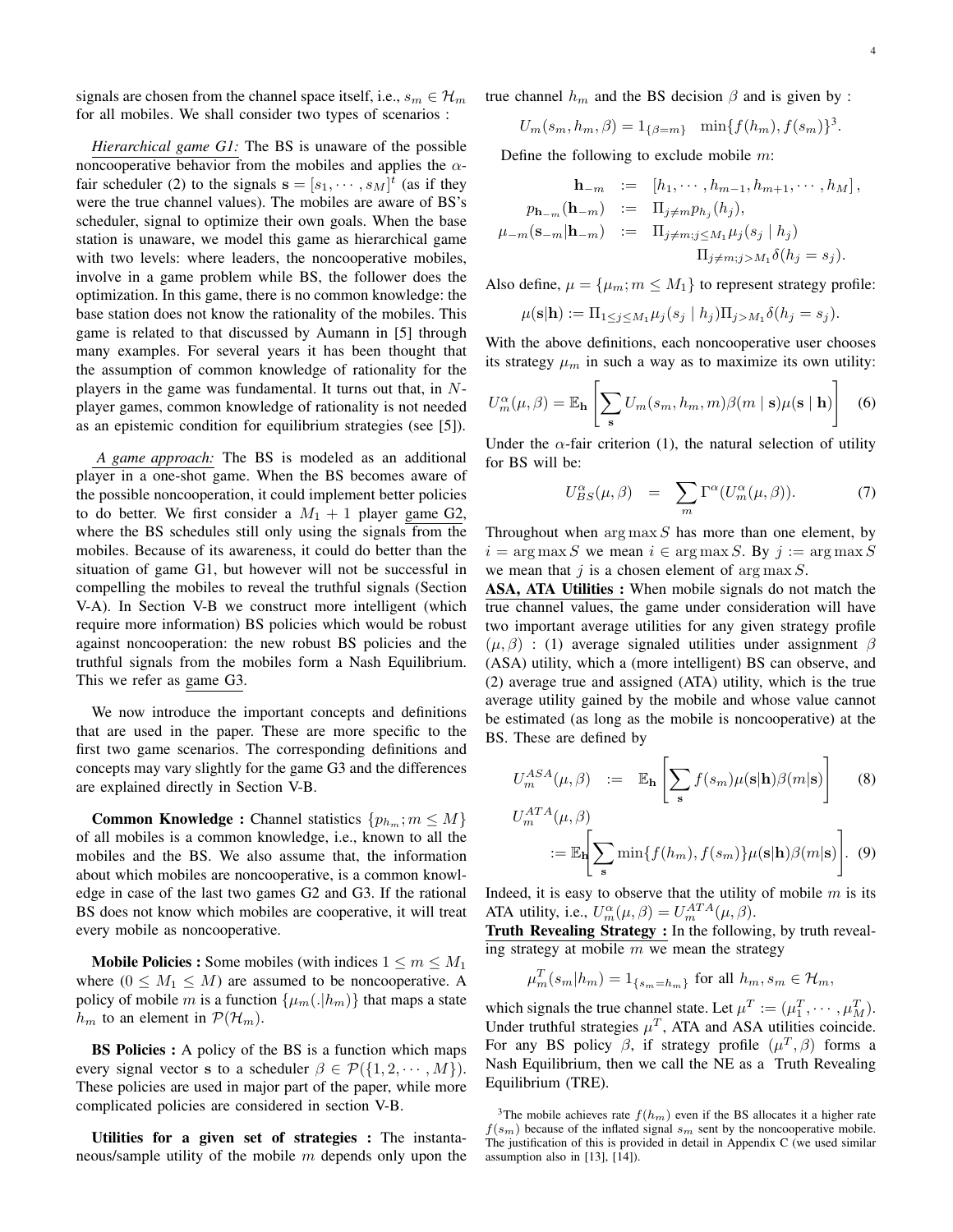signals are chosen from the channel space itself, i.e., $s_m \in \mathcal{H}_m$ for all mobiles. We shall consider two types of scenarios :

*Hierarchical game G1:* The BS is unaware of the possible noncooperative behavior from the mobiles and applies the $\alpha$-fair scheduler (2) to the signals $\mathbf{s} = [s_1, \cdots, s_M]^t$ (as if they were the true channel values). The mobiles are aware of BS's scheduler, signal to optimize their own goals. When the base station is unaware, we model this game as hierarchical game with two levels: where leaders, the noncooperative mobiles, involve in a game problem while BS, the follower does the optimization. In this game, there is no common knowledge: the base station does not know the rationality of the mobiles. This game is related to that discussed by Aumann in [5] through many examples. For several years it has been thought that the assumption of common knowledge of rationality for the players in the game was fundamental. It turns out that, in $N$-player games, common knowledge of rationality is not needed as an epistemic condition for equilibrium strategies (see [5]).

*A game approach:* The BS is modeled as an additional player in a one-shot game. When the BS becomes aware of the possible noncooperation, it could implement better policies to do better. We first consider a $M_1 + 1$ player game G2, where the BS schedules still only using the signals from the mobiles. Because of its awareness, it could do better than the situation of game G1, but however will not be successful in compelling the mobiles to reveal the truthful signals (Section V-A). In Section V-B we construct more intelligent (which require more information) BS policies which would be robust against noncooperation: the new robust BS policies and the truthful signals from the mobiles form a Nash Equilibrium. This we refer as game G3.

We now introduce the important concepts and definitions that are used in the paper. These are more specific to the first two game scenarios. The corresponding definitions and concepts may vary slightly for the game G3 and the differences are explained directly in Section V-B.

**Common Knowledge :** Channel statistics $\{p_{h_m}; m \leq M\}$ of all mobiles is a common knowledge, i.e., known to all the mobiles and the BS. We also assume that, the information about which mobiles are noncooperative, is a common knowledge in case of the last two games G2 and G3. If the rational BS does not know which mobiles are cooperative, it will treat every mobile as noncooperative.

**Mobile Policies :** Some mobiles (with indices $1 \leq m \leq M_1$ where $(0 \leq M_1 \leq M)$ are assumed to be noncooperative. A policy of mobile $m$ is a function $\{\mu_m(.|h_m)\}$ that maps a state $h_m$ to an element in $\mathcal{P}(\mathcal{H}_m)$.

**BS Policies :** A policy of the BS is a function which maps every signal vector $\mathbf{s}$ to a scheduler $\beta \in \mathcal{P}(\{1, 2, \cdots, M\})$. These policies are used in major part of the paper, while more complicated policies are considered in section V-B.

**Utilities for a given set of strategies :** The instantaneous/sample utility of the mobile $m$ depends only upon the true channel $h_m$ and the BS decision $\beta$ and is given by :

$$U_m(s_m, h_m, \beta) = 1_{\{\beta = m\}} \quad \min\{f(h_m), f(s_m)\}^3.$$

Define the following to exclude mobile $m$:

$$\begin{aligned}
\mathbf{h}_{-m} &:= [h_1, \cdots, h_{m-1}, h_{m+1}, \cdots, h_M], \\
p_{\mathbf{h}_{-m}}(\mathbf{h}_{-m}) &:= \Pi_{j \neq m} p_{h_j}(h_j), \\
\mu_{-m}(\mathbf{s}_{-m}|\mathbf{h}_{-m}) &:= \Pi_{j \neq m; j \leq M_1} \mu_j(s_j \mid h_j) \\
&\qquad \Pi_{j \neq m; j > M_1} \delta(h_j = s_j).
\end{aligned}$$

Also define, $\mu = \{\mu_m; m \leq M_1\}$ to represent strategy profile:

$$\mu(\mathbf{s}|\mathbf{h}) := \Pi_{1 \leq j \leq M_1} \mu_j(s_j \mid h_j) \Pi_{j > M_1} \delta(h_j = s_j).$$

With the above definitions, each noncooperative user chooses its strategy $\mu_m$ in such a way as to maximize its own utility:

$$U_m^\alpha(\mu, \beta) = \mathbb{E}_{\mathbf{h}} \left[ \sum_{\mathbf{s}} U_m(s_m, h_m, m) \beta(m \mid \mathbf{s}) \mu(\mathbf{s} \mid \mathbf{h}) \right] \quad (6)$$

Under the $\alpha$-fair criterion (1), the natural selection of utility for BS will be:

$$U_{BS}^\alpha(\mu, \beta) \quad = \quad \sum_m \Gamma^\alpha(U_m^\alpha(\mu, \beta)). \quad (7)$$

Throughout when $\arg\max S$ has more than one element, by $i = \arg\max S$ we mean $i \in \arg\max S$. By $j := \arg\max S$ we mean that $j$ is a chosen element of $\arg\max S$.

**ASA, ATA Utilities :** When mobile signals do not match the true channel values, the game under consideration will have two important average utilities for any given strategy profile $(\mu, \beta)$ : (1) average signaled utilities under assignment $\beta$ (ASA) utility, which a (more intelligent) BS can observe, and (2) average true and assigned (ATA) utility, which is the true average utility gained by the mobile and whose value cannot be estimated (as long as the mobile is noncooperative) at the BS. These are defined by

$$U_m^{ASA}(\mu, \beta) \quad := \quad \mathbb{E}_{\mathbf{h}} \left[ \sum_{\mathbf{s}} f(s_m) \mu(\mathbf{s}|\mathbf{h}) \beta(m|\mathbf{s}) \right] \quad (8)$$

$$U_m^{ATA}(\mu, \beta) := \mathbb{E}_{\mathbf{h}} \left[ \sum_{\mathbf{s}} \min\{f(h_m), f(s_m)\} \mu(\mathbf{s}|\mathbf{h}) \beta(m|\mathbf{s}) \right]. \quad (9)$$

Indeed, it is easy to observe that the utility of mobile $m$ is its ATA utility, i.e., $U_m^\alpha(\mu, \beta) = U_m^{ATA}(\mu, \beta)$.

**Truth Revealing Strategy :** In the following, by truth revealing strategy at mobile $m$ we mean the strategy

$$\mu_m^T(s_m|h_m) = 1_{\{s_m = h_m\}} \text{ for all } h_m, s_m \in \mathcal{H}_m,$$

which signals the true channel state. Let $\mu^T := (\mu_1^T, \cdots, \mu_M^T)$. Under truthful strategies $\mu^T$, ATA and ASA utilities coincide. For any BS policy $\beta$, if strategy profile $(\mu^T, \beta)$ forms a Nash Equilibrium, then we call the NE as a Truth Revealing Equilibrium (TRE).

[3] The mobile achieves rate $f(h_m)$ even if the BS allocates it a higher rate $f(s_m)$ because of the inflated signal $s_m$ sent by the noncooperative mobile. The justification of this is provided in detail in Appendix C (we used similar assumption also in [13], [14]).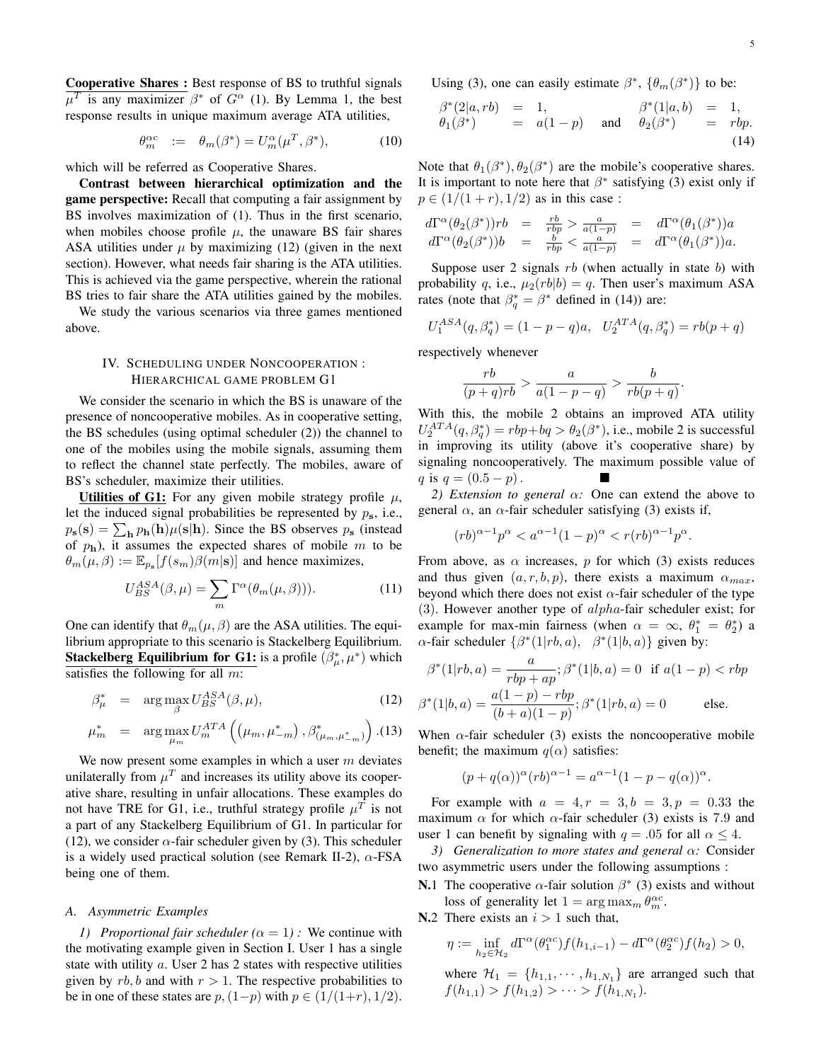**Cooperative Shares :** Best response of BS to truthful signals $\mu^T$ is any maximizer $\beta^*$ of $G^\alpha$ (1). By Lemma 1, the best response results in unique maximum average ATA utilities,

$$\theta_m^{\alpha c} \quad := \quad \theta_m(\beta^*) = U_m^\alpha(\mu^T, \beta^*), \tag{10}$$

which will be referred as Cooperative Shares.

**Contrast between hierarchical optimization and the game perspective:** Recall that computing a fair assignment by BS involves maximization of (1). Thus in the first scenario, when mobiles choose profile $\mu$, the unaware BS fair shares ASA utilities under $\mu$ by maximizing (12) (given in the next section). However, what needs fair sharing is the ATA utilities. This is achieved via the game perspective, wherein the rational BS tries to fair share the ATA utilities gained by the mobiles.

We study the various scenarios via three games mentioned above.

## IV. Scheduling under Noncooperation : Hierarchical game problem G1

We consider the scenario in which the BS is unaware of the presence of noncooperative mobiles. As in cooperative setting, the BS schedules (using optimal scheduler (2)) the channel to one of the mobiles using the mobile signals, assuming them to reflect the channel state perfectly. The mobiles, aware of BS's scheduler, maximize their utilities.

**Utilities of G1:** For any given mobile strategy profile $\mu$, let the induced signal probabilities be represented by $p_{\mathbf{s}}$, i.e., $p_{\mathbf{s}}(\mathbf{s}) = \sum_{\mathbf{h}} p_{\mathbf{h}}(\mathbf{h})\mu(\mathbf{s}|\mathbf{h})$. Since the BS observes $p_{\mathbf{s}}$ (instead of $p_{\mathbf{h}}$), it assumes the expected shares of mobile $m$ to be $\theta_m(\mu, \beta) := \mathbb{E}_{p_{\mathbf{s}}}[f(s_m)\beta(m|\mathbf{s})]$ and hence maximizes,

$$U_{BS}^{ASA}(\beta, \mu) = \sum_m \Gamma^\alpha(\theta_m(\mu, \beta))). \tag{11}$$

One can identify that $\theta_m(\mu, \beta)$ are the ASA utilities. The equilibrium appropriate to this scenario is Stackelberg Equilibrium. **Stackelberg Equilibrium for G1:** is a profile $(\beta_\mu^*, \mu^*)$ which satisfies the following for all $m$:

$$\beta_\mu^* \quad = \quad \arg\max_\beta U_{BS}^{ASA}(\beta, \mu), \tag{12}$$

$$\mu_m^* \quad = \quad \arg\max_{\mu_m} U_m^{ATA}\left(\left(\mu_m, \mu_{-m}^*\right), \beta^*_{\left(\mu_m, \mu_{-m}^*\right)}\right). \tag{13}$$

We now present some examples in which a user $m$ deviates unilaterally from $\mu^T$ and increases its utility above its cooperative share, resulting in unfair allocations. These examples do not have TRE for G1, i.e., truthful strategy profile $\mu^T$ is not a part of any Stackelberg Equilibrium of G1. In particular for (12), we consider $\alpha$-fair scheduler given by (3). This scheduler is a widely used practical solution (see Remark II-2), $\alpha$-FSA being one of them.

### A. Asymmetric Examples

*1) Proportional fair scheduler ($\alpha = 1$) :* We continue with the motivating example given in Section I. User 1 has a single state with utility $a$. User 2 has 2 states with respective utilities given by $rb, b$ and with $r > 1$. The respective probabilities to be in one of these states are $p, (1-p)$ with $p \in (1/(1+r), 1/2)$.

Using (3), one can easily estimate $\beta^*$, $\{\theta_m(\beta^*)\}$ to be:

$$\begin{array}{lllllll} \beta^*(2|a, rb) & = & 1, & & \beta^*(1|a, b) & = & 1, \\ \theta_1(\beta^*) & = & a(1-p) & \text{and} & \theta_2(\beta^*) & = & rbp. \end{array} \tag{14}$$

Note that $\theta_1(\beta^*), \theta_2(\beta^*)$ are the mobile's cooperative shares. It is important to note here that $\beta^*$ satisfying (3) exist only if $p \in (1/(1+r), 1/2)$ as in this case :

$$\begin{array}{lllll} d\Gamma^\alpha(\theta_2(\beta^*))rb & = & \frac{rb}{rbp} > \frac{a}{a(1-p)} & = & d\Gamma^\alpha(\theta_1(\beta^*))a \\ d\Gamma^\alpha(\theta_2(\beta^*))b & = & \frac{b}{rbp} < \frac{a}{a(1-p)} & = & d\Gamma^\alpha(\theta_1(\beta^*))a. \end{array}$$

Suppose user 2 signals $rb$ (when actually in state $b$) with probability $q$, i.e., $\mu_2(rb|b) = q$. Then user's maximum ASA rates (note that $\beta_q^* = \beta^*$ defined in (14)) are:

$$U_1^{ASA}(q, \beta_q^*) = (1-p-q)a, \quad U_2^{ATA}(q, \beta_q^*) = rb(p+q)$$

respectively whenever

$$\frac{rb}{(p+q)rb} > \frac{a}{a(1-p-q)} > \frac{b}{rb(p+q)}.$$

With this, the mobile 2 obtains an improved ATA utility $U_2^{ATA}(q, \beta_q^*) = rbp + bq > \theta_2(\beta^*)$, i.e., mobile 2 is successful in improving its utility (above it's cooperative share) by signaling noncooperatively. The maximum possible value of $q$ is $q = (0.5 - p)$. ■

*2) Extension to general $\alpha$:* One can extend the above to general $\alpha$, an $\alpha$-fair scheduler satisfying (3) exists if,

$$(rb)^{\alpha-1}p^\alpha < a^{\alpha-1}(1-p)^\alpha < r(rb)^{\alpha-1}p^\alpha.$$

From above, as $\alpha$ increases, $p$ for which (3) exists reduces and thus given $(a, r, b, p)$, there exists a maximum $\alpha_{max}$, beyond which there does not exist $\alpha$-fair scheduler of the type (3). However another type of $alpha$-fair scheduler exist; for example for max-min fairness (when $\alpha = \infty$, $\theta_1^* = \theta_2^*$) a $\alpha$-fair scheduler $\{\beta^*(1|rb, a), \;\; \beta^*(1|b, a)\}$ given by:

$$\beta^*(1|rb, a) = \frac{a}{rbp + ap}; \beta^*(1|b, a) = 0 \;\; \text{if } a(1-p) < rbp$$

$$\beta^*(1|b, a) = \frac{a(1-p) - rbp}{(b+a)(1-p)}; \beta^*(1|rb, a) = 0 \qquad \text{else.}$$

When $\alpha$-fair scheduler (3) exists the noncooperative mobile benefit; the maximum $q(\alpha)$ satisfies:

$$(p + q(\alpha))^\alpha (rb)^{\alpha-1} = a^{\alpha-1}(1 - p - q(\alpha))^\alpha.$$

For example with $a = 4, r = 3, b = 3, p = 0.33$ the maximum $\alpha$ for which $\alpha$-fair scheduler (3) exists is 7.9 and user 1 can benefit by signaling with $q = .05$ for all $\alpha \leq 4$.

*3) Generalization to more states and general $\alpha$:* Consider two asymmetric users under the following assumptions :

- **N.1** The cooperative $\alpha$-fair solution $\beta^*$ (3) exists and without loss of generality let $1 = \arg\max_m \theta_m^{\alpha c}$.
- **N.2** There exists an $i > 1$ such that,

$$\eta := \inf_{h_2 \in \mathcal{H}_2} d\Gamma^\alpha(\theta_1^{\alpha c})f(h_{1,i-1}) - d\Gamma^\alpha(\theta_2^{\alpha c})f(h_2) > 0,$$

  where $\mathcal{H}_1 = \{h_{1,1}, \cdots, h_{1,N_1}\}$ are arranged such that $f(h_{1,1}) > f(h_{1,2}) > \cdots > f(h_{1,N_1})$.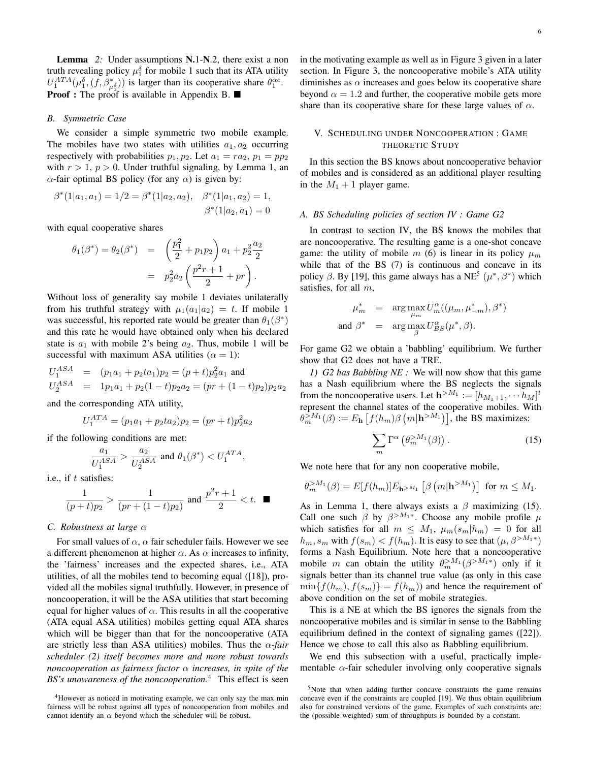**Lemma** *2:* Under assumptions **N**.1-**N**.2, there exist a non truth revealing policy $\mu_1^\delta$ for mobile 1 such that its ATA utility $U_1^{ATA}(\mu_1^\delta, (f, \beta^*_{\mu_1^\delta}))$ is larger than its cooperative share $\theta_1^{\alpha c}$.

**Proof :** The proof is available in Appendix B. ■

### B. Symmetric Case

We consider a simple symmetric two mobile example. The mobiles have two states with utilities $a_1, a_2$ occurring respectively with probabilities $p_1, p_2$. Let $a_1 = ra_2$, $p_1 = pp_2$ with $r > 1$, $p > 0$. Under truthful signaling, by Lemma 1, an $\alpha$-fair optimal BS policy (for any $\alpha$) is given by:

$$\beta^*(1|a_1, a_1) = 1/2 = \beta^*(1|a_2, a_2), \quad \beta^*(1|a_1, a_2) = 1, \quad \beta^*(1|a_2, a_1) = 0$$

with equal cooperative shares

$$\theta_1(\beta^*) = \theta_2(\beta^*) = \left(\frac{p_1^2}{2} + p_1 p_2\right) a_1 + p_2^2 \frac{a_2}{2} = p_2^2 a_2 \left(\frac{p^2 r + 1}{2} + pr\right).$$

Without loss of generality say mobile 1 deviates unilaterally from his truthful strategy with $\mu_1(a_1|a_2) = t$. If mobile 1 was successful, his reported rate would be greater than $\theta_1(\beta^*)$ and this rate he would have obtained only when his declared state is $a_1$ with mobile 2's being $a_2$. Thus, mobile 1 will be successful with maximum ASA utilities ($\alpha = 1$):

$$U_1^{ASA} = (p_1 a_1 + p_2 t a_1) p_2 = (p + t) p_2^2 a_1 \text{ and}$$
$$U_2^{ASA} = 1 p_1 a_1 + p_2 (1 - t) p_2 a_2 = (pr + (1 - t) p_2) p_2 a_2$$

and the corresponding ATA utility,

$$U_1^{ATA} = (p_1 a_1 + p_2 t a_2) p_2 = (pr + t) p_2^2 a_2$$

if the following conditions are met:

$$\frac{a_1}{U_1^{ASA}} > \frac{a_2}{U_2^{ASA}} \text{ and } \theta_1(\beta^*) < U_1^{ATA},$$

i.e., if $t$ satisfies:

$$\frac{1}{(p + t) p_2} > \frac{1}{(pr + (1 - t) p_2)} \text{ and } \frac{p^2 r + 1}{2} < t. \ \blacksquare$$

### C. Robustness at large $\alpha$

For small values of $\alpha$, $\alpha$ fair scheduler fails. However we see a different phenomenon at higher $\alpha$. As $\alpha$ increases to infinity, the 'fairness' increases and the expected shares, i.e., ATA utilities, of all the mobiles tend to becoming equal ([18]), provided all the mobiles signal truthfully. However, in presence of noncooperation, it will be the ASA utilities that start becoming equal for higher values of $\alpha$. This results in all the cooperative (ATA equal ASA utilities) mobiles getting equal ATA shares which will be bigger than that for the noncooperative (ATA are strictly less than ASA utilities) mobiles. Thus the *$\alpha$-fair scheduler (2) itself becomes more and more robust towards noncooperation as fairness factor $\alpha$ increases, in spite of the BS's unawareness of the noncooperation.*[4] This effect is seen in the motivating example as well as in Figure 3 given in a later section. In Figure 3, the noncooperative mobile's ATA utility diminishes as $\alpha$ increases and goes below its cooperative share beyond $\alpha = 1.2$ and further, the cooperative mobile gets more share than its cooperative share for these large values of $\alpha$.

## V. Scheduling under Noncooperation : Game theoretic Study

In this section the BS knows about noncooperative behavior of mobiles and is considered as an additional player resulting in the $M_1 + 1$ player game.

### A. BS Scheduling policies of section IV : Game G2

In contrast to section IV, the BS knows the mobiles that are noncooperative. The resulting game is a one-shot concave game: the utility of mobile $m$ (6) is linear in its policy $\mu_m$ while that of the BS (7) is continuous and concave in its policy $\beta$. By [19], this game always has a NE[5] $(\mu^*, \beta^*)$ which satisfies, for all $m$,

$$\mu_m^* = \arg\max_{\mu_m} U_m^\alpha((\mu_m, \mu_{-m}^*), \beta^*)$$
$$\text{and } \beta^* = \arg\max_{\beta} U_{BS}^\alpha(\mu^*, \beta).$$

For game G2 we obtain a 'babbling' equilibrium. We further show that G2 does not have a TRE.

*1) G2 has Babbling NE :* We will now show that this game has a Nash equilibrium where the BS neglects the signals from the noncooperative users. Let $\mathbf{h}^{>M_1} := [h_{M_1+1}, \cdots h_M]^t$ represent the channel states of the cooperative mobiles. With $\theta_m^{>M_1}(\beta) := E_{\mathbf{h}}\left[f(h_m)\beta\left(m|\mathbf{h}^{>M_1}\right)\right]$, the BS maximizes:

$$\sum_m \Gamma^\alpha\left(\theta_m^{>M_1}(\beta)\right). \tag{15}$$

We note here that for any non cooperative mobile,

$$\theta_m^{>M_1}(\beta) = E[f(h_m)] E_{\mathbf{h}^{>M_1}}\left[\beta\left(m|\mathbf{h}^{>M_1}\right)\right] \text{ for } m \leq M_1.$$

As in Lemma 1, there always exists a $\beta$ maximizing (15). Call one such $\beta$ by $\beta^{>M_1*}$. Choose any mobile profile $\mu$ which satisfies for all $m \leq M_1$, $\mu_m(s_m|h_m) = 0$ for all $h_m, s_m$ with $f(s_m) < f(h_m)$. It is easy to see that $(\mu, \beta^{>M_1*})$ forms a Nash Equilibrium. Note here that a noncooperative mobile $m$ can obtain the utility $\theta_m^{>M_1}(\beta^{>M_1*})$ only if it signals better than its channel true value (as only in this case $\min\{f(h_m), f(s_m)\} = f(h_m)$) and hence the requirement of above condition on the set of mobile strategies.

This is a NE at which the BS ignores the signals from the noncooperative mobiles and is similar in sense to the Babbling equilibrium defined in the context of signaling games ([22]). Hence we chose to call this also as Babbling equilibrium.

We end this subsection with a useful, practically implementable $\alpha$-fair scheduler involving only cooperative signals

[4] However as noticed in motivating example, we can only say the max min fairness will be robust against all types of noncooperation from mobiles and cannot identify an $\alpha$ beyond which the scheduler will be robust.

[5] Note that when adding further concave constraints the game remains concave even if the constraints are coupled [19]. We thus obtain equilibrium also for constrained versions of the game. Examples of such constraints are: the (possible weighted) sum of throughputs is bounded by a constant.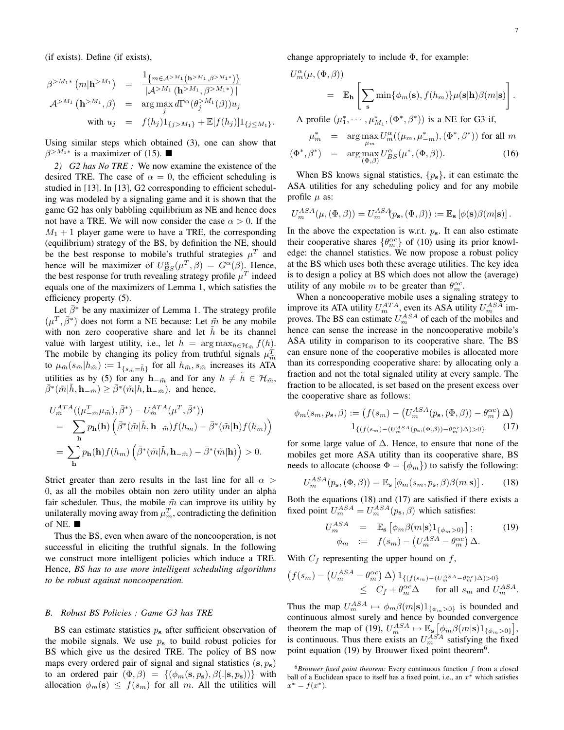(if exists). Define (if exists),

$$
\begin{aligned}
\beta^{>M_1*}\left(m|\mathbf{h}^{>M_1}\right) &= \frac{1_{\left\{m\in\mathcal{A}^{>M_1}\left(\mathbf{h}^{>M_1},\beta^{>M_1*}\right)\right\}}}{|\mathcal{A}^{>M_1}\left(\mathbf{h}^{>M_1},\beta^{>M_1*}\right)|} \\
\mathcal{A}^{>M_1}\left(\mathbf{h}^{>M_1},\beta\right) &= \arg\max_j d\Gamma^\alpha(\theta_j^{>M_1}(\beta))u_j \\
\text{with } u_j &= f(h_j)1_{\{j>M_1\}} + \mathbb{E}[f(h_j)]1_{\{j\le M_1\}}.
\end{aligned}
$$

Using similar steps which obtained (3), one can show that $\beta^{>M_1*}$ is a maximizer of (15). ■

*2) G2 has No TRE :* We now examine the existence of the desired TRE. The case of $\alpha = 0$, the efficient scheduling is studied in [13]. In [13], G2 corresponding to efficient scheduling was modeled by a signaling game and it is shown that the game G2 has only babbling equilibrium as NE and hence does not have a TRE. We will now consider the case $\alpha > 0$. If the $M_1 + 1$ player game were to have a TRE, the corresponding (equilibrium) strategy of the BS, by definition the NE, should be the best response to mobile's truthful strategies $\mu^T$ and hence will be maximizer of $U^\alpha_{BS}(\mu^T, \beta) = G^\alpha(\beta)$. Hence, the best response for truth revealing strategy profile $\mu^T$ indeed equals one of the maximizers of Lemma 1, which satisfies the efficiency property (5).

Let $\bar{\beta}^*$ be any maximizer of Lemma 1. The strategy profile $(\mu^T, \bar{\beta}^*)$ does not form a NE because: Let $\tilde{m}$ be any mobile with non zero cooperative share and let $\tilde{h}$ be its channel value with largest utility, i.e., let $\tilde{h} = \arg\max_{h\in\mathcal{H}_{\tilde{m}}} f(h)$. The mobile by changing its policy from truthful signals $\mu^T_{\tilde{m}}$ to $\mu_{\tilde{m}}(s_{\tilde{m}}|h_{\tilde{m}}) := 1_{\{s_{\tilde{m}}=\tilde{h}\}}$ for all $h_{\tilde{m}}, s_{\tilde{m}}$ increases its ATA utilities as by (5) for any $\mathbf{h}_{-\tilde{m}}$ and for any $h \ne \tilde{h} \in \mathcal{H}_{\tilde{m}}$, $\bar{\beta}^*(\tilde{m}|\tilde{h},\mathbf{h}_{-\tilde{m}}) \ge \bar{\beta}^*(\tilde{m}|h,\mathbf{h}_{-\tilde{m}})$, and hence,

$$
\begin{aligned}
&U^{ATA}_{\tilde{m}}((\mu^T_{-\tilde{m}}\mu_{\tilde{m}}), \bar{\beta}^*) - U^{ATA}_{\tilde{m}}(\mu^T, \bar{\beta}^*)) \\
&= \sum_{\mathbf{h}} p_{\mathbf{h}}(\mathbf{h})\left(\bar{\beta}^*(\tilde{m}|\tilde{h},\mathbf{h}_{-\tilde{m}})f(h_m) - \bar{\beta}^*(\tilde{m}|\mathbf{h})f(h_m)\right) \\
&= \sum_{\mathbf{h}} p_{\mathbf{h}}(\mathbf{h})f(h_m)\left(\bar{\beta}^*(\tilde{m}|\tilde{h},\mathbf{h}_{-\tilde{m}}) - \bar{\beta}^*(\tilde{m}|\mathbf{h})\right) > 0.
\end{aligned}
$$

Strict greater than zero results in the last line for all $\alpha > 0$, as all the mobiles obtain non zero utility under an alpha fair scheduler. Thus, the mobile $\tilde{m}$ can improve its utility by unilaterally moving away from $\mu^T_m$, contradicting the definition of NE. ■

Thus the BS, even when aware of the noncooperation, is not successful in eliciting the truthful signals. In the following we construct more intelligent policies which induce a TRE. Hence, *BS has to use more intelligent scheduling algorithms to be robust against noncooperation.*

### B. Robust BS Policies : Game G3 has TRE

BS can estimate statistics $p_{\mathbf{s}}$ after sufficient observation of the mobile signals. We use $p_{\mathbf{s}}$ to build robust policies for BS which give us the desired TRE. The policy of BS now maps every ordered pair of signal and signal statistics $(\mathbf{s}, p_{\mathbf{s}})$ to an ordered pair $(\Phi, \beta) = \{(\phi_m(\mathbf{s}, p_{\mathbf{s}}), \beta(.|\mathbf{s}, p_{\mathbf{s}}))\}$ with allocation $\phi_m(\mathbf{s}) \le f(s_m)$ for all $m$. All the utilities will change appropriately to include $\Phi$, for example:

$$
\begin{aligned}
&U^\alpha_m(\mu, (\Phi, \beta)) \\
&\quad = \mathbb{E}_{\mathbf{h}}\left[\sum_{\mathbf{s}} \min\{\phi_m(\mathbf{s}), f(h_m)\}\mu(\mathbf{s}|\mathbf{h})\beta(m|\mathbf{s})\right].
\end{aligned}
$$

A profile $(\mu^*_1, \cdots, \mu^*_{M_1}, (\Phi^*, \beta^*))$ is a NE for G3 if,

$$
\begin{aligned}
\mu^*_m &= \arg\max_{\mu_m} U^\alpha_m((\mu_m, \mu^*_{-m}), (\Phi^*, \beta^*)) \text{ for all } m \\
(\Phi^*, \beta^*) &= \arg\max_{(\Phi,\beta)} U^\alpha_{BS}(\mu^*, (\Phi, \beta)). \qquad (16)
\end{aligned}
$$

When BS knows signal statistics, $\{p_{\mathbf{s}}\}$, it can estimate the ASA utilities for any scheduling policy and for any mobile profile $\mu$ as:

$$
U^{ASA}_m(\mu, (\Phi, \beta)) = U^{ASA}_m(p_{\mathbf{s}}, (\Phi, \beta)) := \mathbb{E}_{\mathbf{s}}\left[\phi(\mathbf{s})\beta(m|\mathbf{s})\right].
$$

In the above the expectation is w.r.t. $p_{\mathbf{s}}$. It can also estimate their cooperative shares $\{\theta^{\alpha c}_m\}$ of (10) using its prior knowledge: the channel statistics. We now propose a robust policy at the BS which uses both these average utilities. The key idea is to design a policy at BS which does not allow the (average) utility of any mobile $m$ to be greater than $\theta^{\alpha c}_m$.

When a noncooperative mobile uses a signaling strategy to improve its ATA utility $U^{ATA}_m$, even its ASA utility $U^{ASA}_m$ improves. The BS can estimate $U^{ASA}_m$ of each of the mobiles and hence can sense the increase in the noncooperative mobile's ASA utility in comparison to its cooperative share. The BS can ensure none of the cooperative mobiles is allocated more than its corresponding cooperative share: by allocating only a fraction and not the total signaled utility at every sample. The fraction to be allocated, is set based on the present excess over the cooperative share as follows:

$$
\begin{aligned}
\phi_m(s_m, p_{\mathbf{s}}, \beta) := &\left(f(s_m) - \left(U^{ASA}_m(p_{\mathbf{s}}, (\Phi, \beta)) - \theta^{\alpha c}_m\right)\Delta\right) \\
&1_{\{(f(s_m) - (U^{ASA}_m(p_{\mathbf{s}}, (\Phi,\beta)) - \theta^{\alpha c}_m)\Delta) > 0\}} \qquad (17)
\end{aligned}
$$

for some large value of $\Delta$. Hence, to ensure that none of the mobiles get more ASA utility than its cooperative share, BS needs to allocate (choose $\Phi = \{\phi_m\}$) to satisfy the following:

$$
U^{ASA}_m(p_{\mathbf{s}}, (\Phi, \beta)) = \mathbb{E}_{\mathbf{s}}\left[\phi_m(s_m, p_{\mathbf{s}}, \beta)\beta(m|\mathbf{s})\right]. \qquad (18)
$$

Both the equations (18) and (17) are satisfied if there exists a fixed point $U^{ASA}_m = U^{ASA}_m(p_{\mathbf{s}}, \beta)$ which satisfies:

$$
\begin{aligned}
U^{ASA}_m &= \mathbb{E}_{\mathbf{s}}\left[\phi_m\beta(m|\mathbf{s})1_{\{\phi_m>0\}}\right]; \qquad (19) \\
\phi_m &:= f(s_m) - \left(U^{ASA}_m - \theta^{\alpha c}_m\right)\Delta.
\end{aligned}
$$

With $C_f$ representing the upper bound on $f$,

$$
\begin{aligned}
\left(f(s_m) - \left(U^{ASA}_m - \theta^{\alpha c}_m\right)\Delta\right) &1_{\{(f(s_m) - (U^{ASA}_m - \theta^{\alpha c}_m)\Delta) > 0\}} \\
&\le C_f + \theta^{\alpha c}_m\Delta \quad \text{ for all } s_m \text{ and } U^{ASA}_m.
\end{aligned}
$$

Thus the map $U^{ASA}_m \mapsto \phi_m\beta(m|\mathbf{s})1_{\{\phi_m>0\}}$ is bounded and continuous almost surely and hence by bounded convergence theorem the map of (19), $U^{ASA}_m \mapsto \mathbb{E}_{\mathbf{s}}\left[\phi_m\beta(m|\mathbf{s})1_{\{\phi_m>0\}}\right]$, is continuous. Thus there exists an $U^{ASA}_m$ satisfying the fixed point equation (19) by Brouwer fixed point theorem[6].

[6] *Brouwer fixed point theorem:* Every continuous function $f$ from a closed ball of a Euclidean space to itself has a fixed point, i.e., an $x^*$ which satisfies $x^* = f(x^*)$.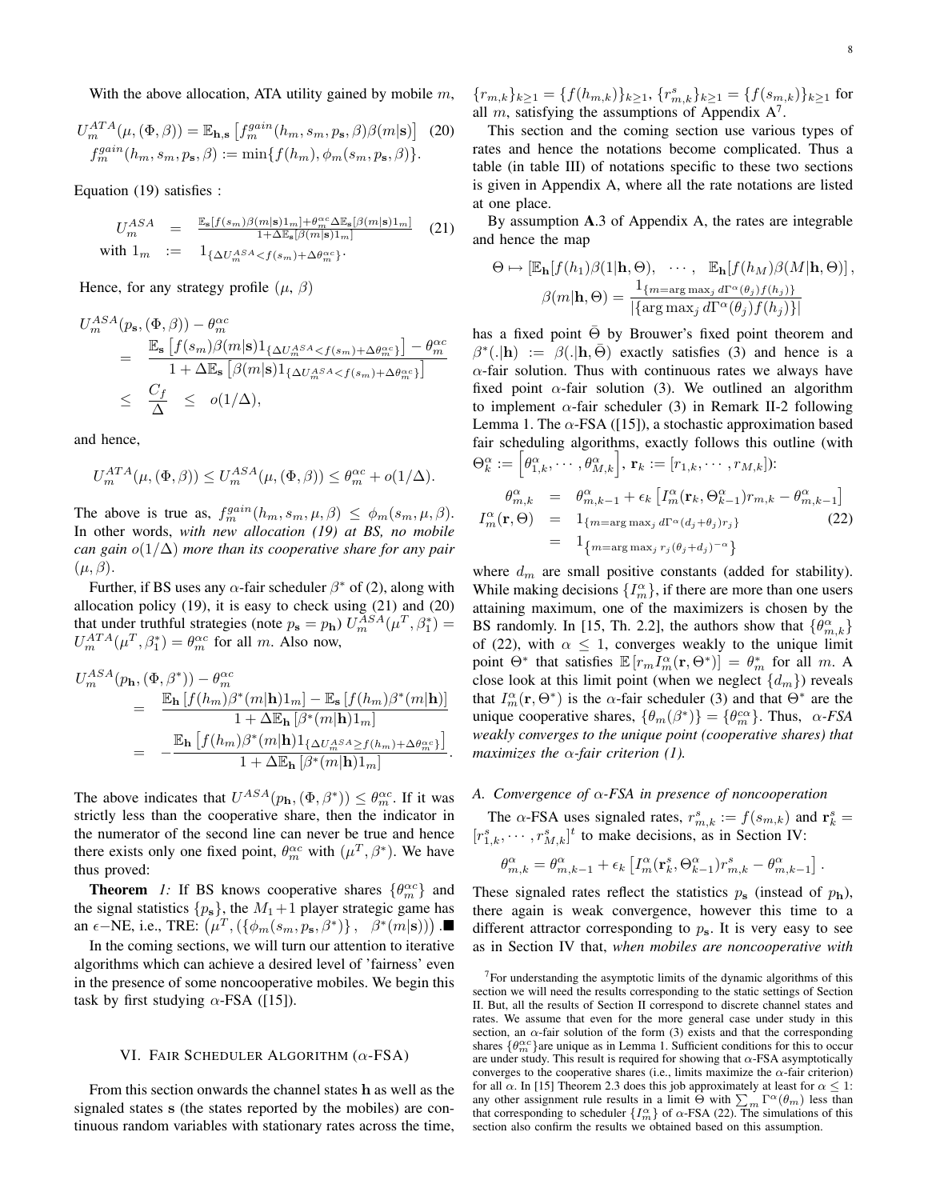With the above allocation, ATA utility gained by mobile $m$,

$$U_m^{ATA}(\mu, (\Phi, \beta)) = \mathbb{E}_{\mathbf{h},\mathbf{s}}\left[f_m^{gain}(h_m, s_m, p_{\mathbf{s}}, \beta)\beta(m|\mathbf{s})\right] \quad (20)$$
$$f_m^{gain}(h_m, s_m, p_{\mathbf{s}}, \beta) := \min\{f(h_m), \phi_m(s_m, p_{\mathbf{s}}, \beta)\}.$$

Equation (19) satisfies :

$$U_m^{ASA} = \frac{\mathbb{E}_{\mathbf{s}}[f(s_m)\beta(m|\mathbf{s})1_m] + \theta_m^{\alpha c}\Delta\mathbb{E}_{\mathbf{s}}[\beta(m|\mathbf{s})1_m]}{1+\Delta\mathbb{E}_{\mathbf{s}}[\beta(m|\mathbf{s})1_m]} \quad (21)$$
$$\text{with } 1_m := 1_{\{\Delta U_m^{ASA} < f(s_m) + \Delta\theta_m^{\alpha c}\}}.$$

Hence, for any strategy profile $(\mu, \beta)$

$$\begin{aligned}
U_m^{ASA}(p_{\mathbf{s}}, (\Phi, \beta)) - \theta_m^{\alpha c} &= \frac{\mathbb{E}_{\mathbf{s}}\left[f(s_m)\beta(m|\mathbf{s})1_{\{\Delta U_m^{ASA} < f(s_m)+\Delta\theta_m^{\alpha c}\}}\right] - \theta_m^{\alpha c}}{1+\Delta\mathbb{E}_{\mathbf{s}}\left[\beta(m|\mathbf{s})1_{\{\Delta U_m^{ASA} < f(s_m)+\Delta\theta_m^{\alpha c}\}}\right]} \\
&\leq \frac{C_f}{\Delta} \leq o(1/\Delta),
\end{aligned}$$

and hence,

$$U_m^{ATA}(\mu, (\Phi, \beta)) \leq U_m^{ASA}(\mu, (\Phi, \beta)) \leq \theta_m^{\alpha c} + o(1/\Delta).$$

The above is true as, $f_m^{gain}(h_m, s_m, \mu, \beta) \leq \phi_m(s_m, \mu, \beta)$. In other words, *with new allocation (19) at BS, no mobile can gain $o(1/\Delta)$ more than its cooperative share for any pair $(\mu, \beta)$.*

Further, if BS uses any $\alpha$-fair scheduler $\beta^*$ of (2), along with allocation policy (19), it is easy to check using (21) and (20) that under truthful strategies (note $p_{\mathbf{s}} = p_{\mathbf{h}}$) $U_m^{ASA}(\mu^T, \beta_1^*) = U_m^{ATA}(\mu^T, \beta_1^*) = \theta_m^{\alpha c}$ for all $m$. Also now,

$$\begin{aligned}
U_m^{ASA}(p_{\mathbf{h}}, (\Phi, \beta^*)) - \theta_m^{\alpha c} &= \frac{\mathbb{E}_{\mathbf{h}}\left[f(h_m)\beta^*(m|\mathbf{h})1_m\right] - \mathbb{E}_{\mathbf{s}}\left[f(h_m)\beta^*(m|\mathbf{h})\right]}{1+\Delta\mathbb{E}_{\mathbf{h}}\left[\beta^*(m|\mathbf{h})1_m\right]} \\
&= -\frac{\mathbb{E}_{\mathbf{h}}\left[f(h_m)\beta^*(m|\mathbf{h})1_{\{\Delta U_m^{ASA} \geq f(h_m)+\Delta\theta_m^{\alpha c}\}}\right]}{1+\Delta\mathbb{E}_{\mathbf{h}}\left[\beta^*(m|\mathbf{h})1_m\right]}.
\end{aligned}$$

The above indicates that $U^{ASA}(p_{\mathbf{h}}, (\Phi, \beta^*)) \leq \theta_m^{\alpha c}$. If it was strictly less than the cooperative share, then the indicator in the numerator of the second line can never be true and hence there exists only one fixed point, $\theta_m^{\alpha c}$ with $(\mu^T, \beta^*)$. We have thus proved:

**Theorem** *1:* If BS knows cooperative shares $\{\theta_m^{\alpha c}\}$ and the signal statistics $\{p_{\mathbf{s}}\}$, the $M_1+1$ player strategic game has an $\epsilon-$NE, i.e., TRE: $\left(\mu^T, (\{\phi_m(s_m, p_{\mathbf{s}}, \beta^*)\}, \ \beta^*(m|\mathbf{s}))\right)$. ■

In the coming sections, we will turn our attention to iterative algorithms which can achieve a desired level of 'fairness' even in the presence of some noncooperative mobiles. We begin this task by first studying $\alpha$-FSA ([15]).

## VI. Fair Scheduler Algorithm ($\alpha$-FSA)

From this section onwards the channel states $\mathbf{h}$ as well as the signaled states $\mathbf{s}$ (the states reported by the mobiles) are continuous random variables with stationary rates across the time, $\{r_{m,k}\}_{k\geq 1} = \{f(h_{m,k})\}_{k\geq 1}$, $\{r_{m,k}^s\}_{k\geq 1} = \{f(s_{m,k})\}_{k\geq 1}$ for all $m$, satisfying the assumptions of Appendix A[7].

This section and the coming section use various types of rates and hence the notations become complicated. Thus a table (in table III) of notations specific to these two sections is given in Appendix A, where all the rate notations are listed at one place.

By assumption **A**.3 of Appendix A, the rates are integrable and hence the map

$$\Theta \mapsto \left[\mathbb{E}_{\mathbf{h}}[f(h_1)\beta(1|\mathbf{h}, \Theta), \ \cdots, \ \mathbb{E}_{\mathbf{h}}[f(h_M)\beta(M|\mathbf{h}, \Theta)\right],$$
$$\beta(m|\mathbf{h}, \Theta) = \frac{1_{\{m = \arg\max_j d\Gamma^\alpha(\theta_j) f(h_j)\}}}{|\{\arg\max_j d\Gamma^\alpha(\theta_j) f(h_j)\}|}$$

has a fixed point $\bar{\Theta}$ by Brouwer's fixed point theorem and $\beta^*(.|\mathbf{h}) := \beta(.|\mathbf{h}, \bar{\Theta})$ exactly satisfies (3) and hence is a $\alpha$-fair solution. Thus with continuous rates we always have fixed point $\alpha$-fair solution (3). We outlined an algorithm to implement $\alpha$-fair scheduler (3) in Remark II-2 following Lemma 1. The $\alpha$-FSA ([15]), a stochastic approximation based fair scheduling algorithms, exactly follows this outline (with $\Theta_k^\alpha := \left[\theta_{1,k}^\alpha, \cdots, \theta_{M,k}^\alpha\right]$, $\mathbf{r}_k := [r_{1,k}, \cdots, r_{M,k}]$):

$$\begin{aligned}
\theta_{m,k}^\alpha &= \theta_{m,k-1}^\alpha + \epsilon_k\left[I_m^\alpha(\mathbf{r}_k, \Theta_{k-1}^\alpha) r_{m,k} - \theta_{m,k-1}^\alpha\right] \\
I_m^\alpha(\mathbf{r}, \Theta) &= 1_{\{m = \arg\max_j d\Gamma^\alpha(d_j + \theta_j) r_j\}} \\
&= 1_{\left\{m = \arg\max_j r_j(\theta_j + d_j)^{-\alpha}\right\}}
\end{aligned} \quad (22)$$

where $d_m$ are small positive constants (added for stability). While making decisions $\{I_m^\alpha\}$, if there are more than one users attaining maximum, one of the maximizers is chosen by the BS randomly. In [15, Th. 2.2], the authors show that $\{\theta_{m,k}^\alpha\}$ of (22), with $\alpha \leq 1$, converges weakly to the unique limit point $\Theta^*$ that satisfies $\mathbb{E}[r_m I_m^\alpha(\mathbf{r}, \Theta^*)] = \theta_m^*$ for all $m$. A close look at this limit point (when we neglect $\{d_m\}$) reveals that $I_m^\alpha(\mathbf{r}, \Theta^*)$ is the $\alpha$-fair scheduler (3) and that $\Theta^*$ are the unique cooperative shares, $\{\theta_m(\beta^*)\} = \{\theta_m^{c\alpha}\}$. Thus, *$\alpha$-FSA weakly converges to the unique point (cooperative shares) that maximizes the $\alpha$-fair criterion (1).*

### A. Convergence of $\alpha$-FSA in presence of noncooperation

The $\alpha$-FSA uses signaled rates, $r_{m,k}^s := f(s_{m,k})$ and $\mathbf{r}_k^s = [r_{1,k}^s, \cdots, r_{M,k}^s]^t$ to make decisions, as in Section IV:

$$\theta_{m,k}^\alpha = \theta_{m,k-1}^\alpha + \epsilon_k\left[I_m^\alpha(\mathbf{r}_k^s, \Theta_{k-1}^\alpha) r_{m,k}^s - \theta_{m,k-1}^\alpha\right].$$

These signaled rates reflect the statistics $p_{\mathbf{s}}$ (instead of $p_{\mathbf{h}}$), there again is weak convergence, however this time to a different attractor corresponding to $p_{\mathbf{s}}$. It is very easy to see as in Section IV that, *when mobiles are noncooperative with*

[7] For understanding the asymptotic limits of the dynamic algorithms of this section we will need the results corresponding to the static settings of Section II. But, all the results of Section II correspond to discrete channel states and rates. We assume that even for the more general case under study in this section, an $\alpha$-fair solution of the form (3) exists and that the corresponding shares $\{\theta_m^{\alpha c}\}$are unique as in Lemma 1. Sufficient conditions for this to occur are under study. This result is required for showing that $\alpha$-FSA asymptotically converges to the cooperative shares (i.e., limits maximize the $\alpha$-fair criterion) for all $\alpha$. In [15] Theorem 2.3 does this job approximately at least for $\alpha \leq 1$: any other assignment rule results in a limit $\bar{\Theta}$ with $\sum_m \Gamma^\alpha(\theta_m)$ less than that corresponding to scheduler $\{I_m^\alpha\}$ of $\alpha$-FSA (22). The simulations of this section also confirm the results we obtained based on this assumption.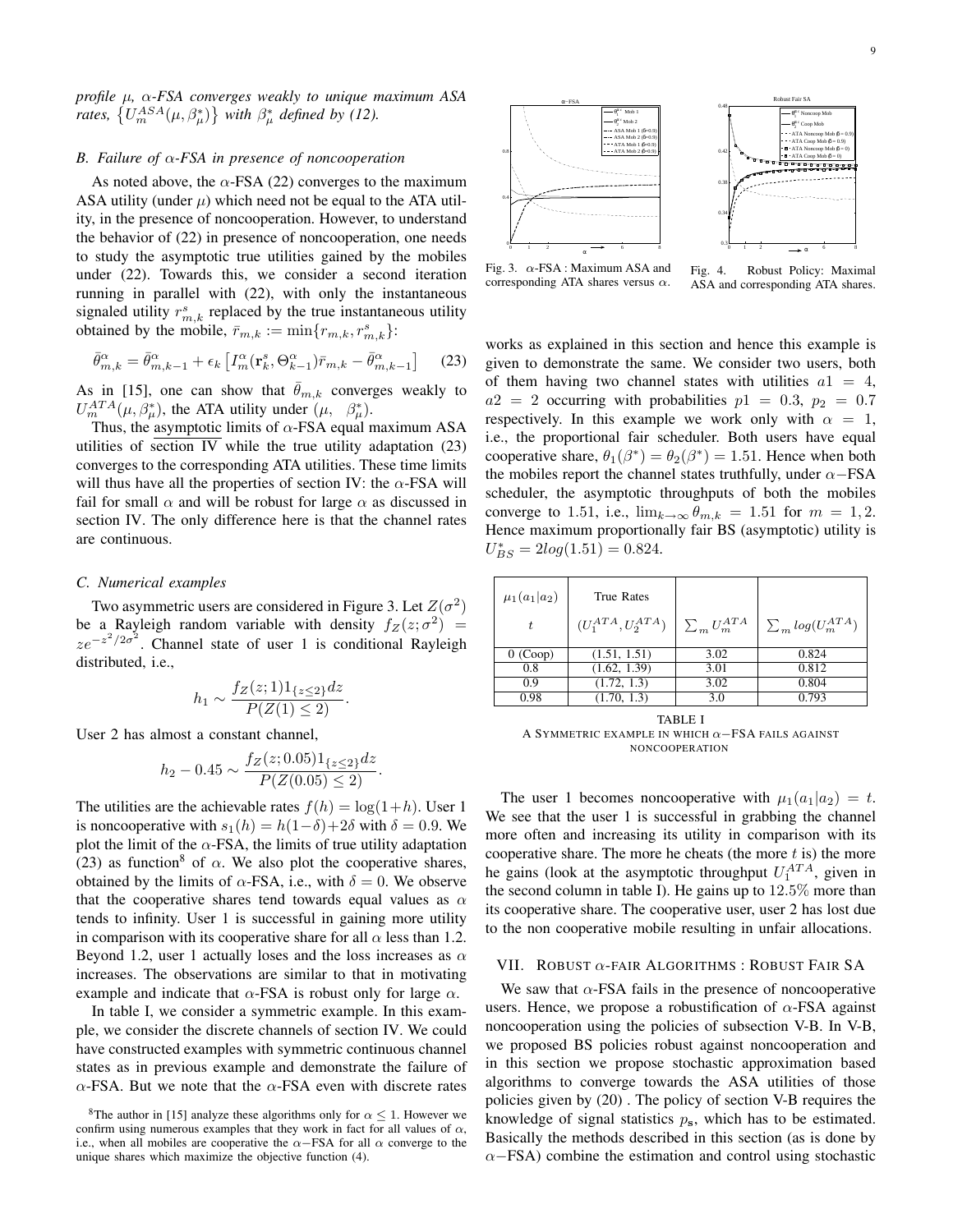*profile $\mu$, $\alpha$-FSA converges weakly to unique maximum ASA rates, $\left\{U_m^{ASA}(\mu, \beta_\mu^*)\right\}$ with $\beta_\mu^*$ defined by (12).*

### B. Failure of $\alpha$-FSA in presence of noncooperation

As noted above, the $\alpha$-FSA (22) converges to the maximum ASA utility (under $\mu$) which need not be equal to the ATA utility, in the presence of noncooperation. However, to understand the behavior of (22) in presence of noncooperation, one needs to study the asymptotic true utilities gained by the mobiles under (22). Towards this, we consider a second iteration running in parallel with (22), with only the instantaneous signaled utility $r_{m,k}^s$ replaced by the true instantaneous utility obtained by the mobile, $\bar{r}_{m,k} := \min\{r_{m,k}, r_{m,k}^s\}$:

$$\bar{\theta}_{m,k}^{\alpha} = \bar{\theta}_{m,k-1}^{\alpha} + \epsilon_k \left[ I_m^{\alpha}(\mathbf{r}_k^s, \Theta_{k-1}^{\alpha})\bar{r}_{m,k} - \bar{\theta}_{m,k-1}^{\alpha} \right] \quad (23)$$

As in [15], one can show that $\bar{\theta}_{m,k}$ converges weakly to $U_m^{ATA}(\mu, \beta_\mu^*)$, the ATA utility under $(\mu, \quad \beta_\mu^*)$.

Thus, the asymptotic limits of $\alpha$-FSA equal maximum ASA utilities of section IV while the true utility adaptation (23) converges to the corresponding ATA utilities. These time limits will thus have all the properties of section IV: the $\alpha$-FSA will fail for small $\alpha$ and will be robust for large $\alpha$ as discussed in section IV. The only difference here is that the channel rates are continuous.

### C. Numerical examples

Two asymmetric users are considered in Figure 3. Let $Z(\sigma^2)$ be a Rayleigh random variable with density $f_Z(z; \sigma^2) = ze^{-z^2/2\sigma^2}$. Channel state of user 1 is conditional Rayleigh distributed, i.e.,

$$h_1 \sim \frac{f_Z(z; 1)1_{\{z \leq 2\}}dz}{P(Z(1) \leq 2)}.$$

User 2 has almost a constant channel,

$$h_2 - 0.45 \sim \frac{f_Z(z; 0.05)1_{\{z \leq 2\}}dz}{P(Z(0.05) \leq 2)}.$$

The utilities are the achievable rates $f(h) = \log(1+h)$. User 1 is noncooperative with $s_1(h) = h(1-\delta) + 2\delta$ with $\delta = 0.9$. We plot the limit of the $\alpha$-FSA, the limits of true utility adaptation (23) as function[8] of $\alpha$. We also plot the cooperative shares, obtained by the limits of $\alpha$-FSA, i.e., with $\delta = 0$. We observe that the cooperative shares tend towards equal values as $\alpha$ tends to infinity. User 1 is successful in gaining more utility in comparison with its cooperative share for all $\alpha$ less than 1.2. Beyond 1.2, user 1 actually loses and the loss increases as $\alpha$ increases. The observations are similar to that in motivating example and indicate that $\alpha$-FSA is robust only for large $\alpha$.

In table I, we consider a symmetric example. In this example, we consider the discrete channels of section IV. We could have constructed examples with symmetric continuous channel states as in previous example and demonstrate the failure of $\alpha$-FSA. But we note that the $\alpha$-FSA even with discrete rates works as explained in this section and hence this example is given to demonstrate the same. We consider two users, both of them having two channel states with utilities $a1 = 4$, $a2 = 2$ occurring with probabilities $p1 = 0.3$, $p_2 = 0.7$ respectively. In this example we work only with $\alpha = 1$, i.e., the proportional fair scheduler. Both users have equal cooperative share, $\theta_1(\beta^*) = \theta_2(\beta^*) = 1.51$. Hence when both the mobiles report the channel states truthfully, under $\alpha-$FSA scheduler, the asymptotic throughputs of both the mobiles converge to 1.51, i.e., $\lim_{k\to\infty} \theta_{m,k} = 1.51$ for $m = 1, 2$. Hence maximum proportionally fair BS (asymptotic) utility is $U_{BS}^* = 2log(1.51) = 0.824$.

Fig. 3. $\alpha$-FSA : Maximum ASA and corresponding ATA shares versus $\alpha$.

Fig. 4. Robust Policy: Maximal ASA and corresponding ATA shares.

| $\mu_1(a_1\|a_2)$ $t$ | True Rates $(U_1^{ATA}, U_2^{ATA})$ | $\sum_m U_m^{ATA}$ | $\sum_m log(U_m^{ATA})$ |
|---|---|---|---|
| 0 (Coop) | (1.51, 1.51) | 3.02 | 0.824 |
| 0.8 | (1.62, 1.39) | 3.01 | 0.812 |
| 0.9 | (1.72, 1.3) | 3.02 | 0.804 |
| 0.98 | (1.70, 1.3) | 3.0 | 0.793 |

TABLE I
A SYMMETRIC EXAMPLE IN WHICH $\alpha-$FSA FAILS AGAINST NONCOOPERATION

The user 1 becomes noncooperative with $\mu_1(a_1|a_2) = t$. We see that the user 1 is successful in grabbing the channel more often and increasing its utility in comparison with its cooperative share. The more he cheats (the more $t$ is) the more he gains (look at the asymptotic throughput $U_1^{ATA}$, given in the second column in table I). He gains up to 12.5% more than its cooperative share. The cooperative user, user 2 has lost due to the non cooperative mobile resulting in unfair allocations.

## VII. ROBUST $\alpha$-FAIR ALGORITHMS : ROBUST FAIR SA

We saw that $\alpha$-FSA fails in the presence of noncooperative users. Hence, we propose a robustification of $\alpha$-FSA against noncooperation using the policies of subsection V-B. In V-B, we proposed BS policies robust against noncooperation and in this section we propose stochastic approximation based algorithms to converge towards the ASA utilities of those policies given by (20) . The policy of section V-B requires the knowledge of signal statistics $p_{\mathbf{s}}$, which has to be estimated. Basically the methods described in this section (as is done by $\alpha-$FSA) combine the estimation and control using stochastic

[8] The author in [15] analyze these algorithms only for $\alpha \leq 1$. However we confirm using numerous examples that they work in fact for all values of $\alpha$, i.e., when all mobiles are cooperative the $\alpha-$FSA for all $\alpha$ converge to the unique shares which maximize the objective function (4).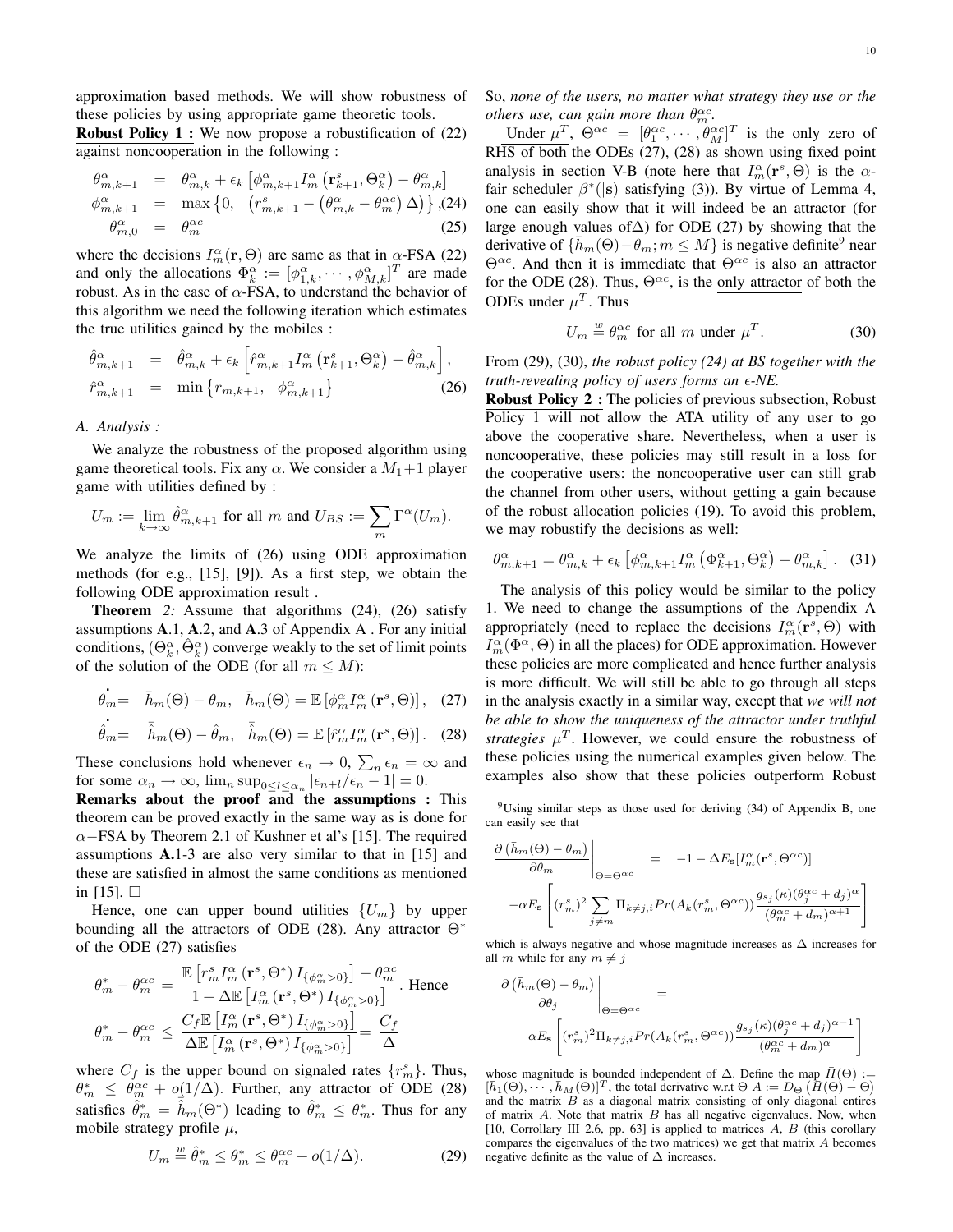approximation based methods. We will show robustness of these policies by using appropriate game theoretic tools.

**Robust Policy 1 :** We now propose a robustification of (22) against noncooperation in the following :

$$
\begin{aligned}
\theta^{\alpha}_{m,k+1} &= \theta^{\alpha}_{m,k} + \epsilon_k \left[\phi^{\alpha}_{m,k+1} I^{\alpha}_m \left(\mathbf{r}^s_{k+1}, \Theta^{\alpha}_k\right) - \theta^{\alpha}_{m,k}\right] \\
\phi^{\alpha}_{m,k+1} &= \max\left\{0, \;\; \left(r^s_{m,k+1} - \left(\theta^{\alpha}_{m,k} - \theta^{\alpha c}_m\right)\Delta\right)\right\}, \quad (24) \\
\theta^{\alpha}_{m,0} &= \theta^{\alpha c}_m \quad (25)
\end{aligned}
$$

where the decisions $I^{\alpha}_m(\mathbf{r}, \Theta)$ are same as that in $\alpha$-FSA (22) and only the allocations $\Phi^{\alpha}_k := [\phi^{\alpha}_{1,k}, \cdots, \phi^{\alpha}_{M,k}]^T$ are made robust. As in the case of $\alpha$-FSA, to understand the behavior of this algorithm we need the following iteration which estimates the true utilities gained by the mobiles :

$$
\begin{aligned}
\hat{\theta}^{\alpha}_{m,k+1} &= \hat{\theta}^{\alpha}_{m,k} + \epsilon_k \left[\hat{r}^{\alpha}_{m,k+1} I^{\alpha}_m \left(\mathbf{r}^s_{k+1}, \Theta^{\alpha}_k\right) - \hat{\theta}^{\alpha}_{m,k}\right], \\
\hat{r}^{\alpha}_{m,k+1} &= \min\left\{r_{m,k+1}, \;\; \phi^{\alpha}_{m,k+1}\right\} \quad (26)
\end{aligned}
$$

### A. Analysis :

We analyze the robustness of the proposed algorithm using game theoretical tools. Fix any $\alpha$. We consider a $M_1+1$ player game with utilities defined by :

$$
U_m := \lim_{k\to\infty} \hat{\theta}^{\alpha}_{m,k+1} \text{ for all } m \text{ and } U_{BS} := \sum_m \Gamma^{\alpha}(U_m).
$$

We analyze the limits of (26) using ODE approximation methods (for e.g., [15], [9]). As a first step, we obtain the following ODE approximation result .

**Theorem** *2:* Assume that algorithms (24), (26) satisfy assumptions **A**.1, **A**.2, and **A**.3 of Appendix A . For any initial conditions, $(\Theta^{\alpha}_k, \hat{\Theta}^{\alpha}_k)$ converge weakly to the set of limit points of the solution of the ODE (for all $m \le M$):

$$
\dot{\theta}_m = \bar{h}_m(\Theta) - \theta_m, \;\; \bar{h}_m(\Theta) = \mathbb{E}\left[\phi^{\alpha}_m I^{\alpha}_m \left(\mathbf{r}^s, \Theta\right)\right], \quad (27)
$$

$$
\dot{\hat{\theta}}_m = \bar{\hat{h}}_m(\Theta) - \hat{\theta}_m, \;\; \bar{\hat{h}}_m(\Theta) = \mathbb{E}\left[\hat{r}^{\alpha}_m I^{\alpha}_m \left(\mathbf{r}^s, \Theta\right)\right]. \quad (28)
$$

These conclusions hold whenever $\epsilon_n \to 0$, $\sum_n \epsilon_n = \infty$ and for some $\alpha_n \to \infty$, $\lim_n \sup_{0 \le l \le \alpha_n} |\epsilon_{n+l}/\epsilon_n - 1| = 0$.

**Remarks about the proof and the assumptions :** This theorem can be proved exactly in the same way as is done for $\alpha-$FSA by Theorem 2.1 of Kushner et al's [15]. The required assumptions **A**.1-3 are also very similar to that in [15] and these are satisfied in almost the same conditions as mentioned in [15]. $\square$

Hence, one can upper bound utilities $\{U_m\}$ by upper bounding all the attractors of ODE (28). Any attractor $\Theta^*$ of the ODE (27) satisfies

$$
\theta^*_m - \theta^{\alpha c}_m = \frac{\mathbb{E}\left[r^s_m I^{\alpha}_m \left(\mathbf{r}^s, \Theta^*\right) I_{\{\phi^{\alpha}_m > 0\}}\right] - \theta^{\alpha c}_m}{1 + \Delta \mathbb{E}\left[I^{\alpha}_m \left(\mathbf{r}^s, \Theta^*\right) I_{\{\phi^{\alpha}_m > 0\}}\right]}. \text{ Hence}
$$

$$
\theta^*_m - \theta^{\alpha c}_m \le \frac{C_f \mathbb{E}\left[I^{\alpha}_m \left(\mathbf{r}^s, \Theta^*\right) I_{\{\phi^{\alpha}_m > 0\}}\right]}{\Delta \mathbb{E}\left[I^{\alpha}_m \left(\mathbf{r}^s, \Theta^*\right) I_{\{\phi^{\alpha}_m > 0\}}\right]} = \frac{C_f}{\Delta}
$$

where $C_f$ is the upper bound on signaled rates $\{r^s_m\}$. Thus, $\theta^*_m \le \theta^{\alpha c}_m + o(1/\Delta)$. Further, any attractor of ODE (28) satisfies $\hat{\theta}^*_m = \bar{\hat{h}}_m(\Theta^*)$ leading to $\hat{\theta}^*_m \le \theta^*_m$. Thus for any mobile strategy profile $\mu$,

$$
U_m \overset{w}{=} \hat{\theta}^*_m \le \theta^*_m \le \theta^{\alpha c}_m + o(1/\Delta). \quad (29)
$$

So, *none of the users, no matter what strategy they use or the others use, can gain more than $\theta^{\alpha c}_m$.*

Under $\mu^T$, $\Theta^{\alpha c} = [\theta^{\alpha c}_1, \cdots, \theta^{\alpha c}_M]^T$ is the only zero of RHS of both the ODEs (27), (28) as shown using fixed point analysis in section V-B (note here that $I^{\alpha}_m(\mathbf{r}^s, \Theta)$ is the $\alpha$-fair scheduler $\beta^*(|\mathbf{s})$ satisfying (3)). By virtue of Lemma 4, one can easily show that it will indeed be an attractor (for large enough values of$\Delta$) for ODE (27) by showing that the derivative of $\{\bar{h}_m(\Theta) - \theta_m; m \le M\}$ is negative definite[9] near $\Theta^{\alpha c}$. And then it is immediate that $\Theta^{\alpha c}$ is also an attractor for the ODE (28). Thus, $\Theta^{\alpha c}$, is the only attractor of both the ODEs under $\mu^T$. Thus

$$
U_m \overset{w}{=} \theta^{\alpha c}_m \text{ for all } m \text{ under } \mu^T. \quad (30)
$$

From (29), (30), *the robust policy (24) at BS together with the truth-revealing policy of users forms an $\epsilon$-NE.*

**Robust Policy 2 :** The policies of previous subsection, Robust Policy 1 will not allow the ATA utility of any user to go above the cooperative share. Nevertheless, when a user is noncooperative, these policies may still result in a loss for the cooperative users: the noncooperative user can still grab the channel from other users, without getting a gain because of the robust allocation policies (19). To avoid this problem, we may robustify the decisions as well:

$$
\theta^{\alpha}_{m,k+1} = \theta^{\alpha}_{m,k} + \epsilon_k \left[\phi^{\alpha}_{m,k+1} I^{\alpha}_m \left(\Phi^{\alpha}_{k+1}, \Theta^{\alpha}_k\right) - \theta^{\alpha}_{m,k}\right]. \quad (31)
$$

The analysis of this policy would be similar to the policy 1. We need to change the assumptions of the Appendix A appropriately (need to replace the decisions $I^{\alpha}_m(\mathbf{r}^s, \Theta)$ with $I^{\alpha}_m(\Phi^{\alpha}, \Theta)$ in all the places) for ODE approximation. However these policies are more complicated and hence further analysis is more difficult. We will still be able to go through all steps in the analysis exactly in a similar way, except that *we will not be able to show the uniqueness of the attractor under truthful strategies $\mu^T$*. However, we could ensure the robustness of these policies using the numerical examples given below. The examples also show that these policies outperform Robust

[9] Using similar steps as those used for deriving (34) of Appendix B, one can easily see that

$$
\left.\frac{\partial\left(\bar{h}_m(\Theta) - \theta_m\right)}{\partial \theta_m}\right|_{\Theta = \Theta^{\alpha c}} = -1 - \Delta E_{\mathbf{s}}[I^{\alpha}_m(\mathbf{r}^s, \Theta^{\alpha c})]
$$

$$
-\alpha E_{\mathbf{s}} \left[(r^s_m)^2 \sum_{j \ne m} \Pi_{k \ne j,i} Pr(A_k(r^s_m, \Theta^{\alpha c})) \frac{g_{s_j}(\kappa)(\theta^{\alpha c}_j + d_j)^{\alpha}}{(\theta^{\alpha c}_m + d_m)^{\alpha+1}}\right]
$$

which is always negative and whose magnitude increases as $\Delta$ increases for all $m$ while for any $m \ne j$

$$
\left.\frac{\partial\left(\bar{h}_m(\Theta) - \theta_m\right)}{\partial \theta_j}\right|_{\Theta = \Theta^{\alpha c}} =
$$

$$
\alpha E_{\mathbf{s}} \left[(r^s_m)^2 \Pi_{k \ne j,i} Pr(A_k(r^s_m, \Theta^{\alpha c})) \frac{g_{s_j}(\kappa)(\theta^{\alpha c}_j + d_j)^{\alpha-1}}{(\theta^{\alpha c}_m + d_m)^{\alpha}}\right]
$$

whose magnitude is bounded independent of $\Delta$. Define the map $\bar{H}(\Theta) := [\bar{h}_1(\Theta), \cdots, \bar{h}_M(\Theta)]^T$, the total derivative w.r.t $\Theta$ $A := D_{\Theta}\left(\bar{H}(\Theta) - \Theta\right)$ and the matrix $B$ as a diagonal matrix consisting of only diagonal entires of matrix $A$. Note that matrix $B$ has all negative eigenvalues. Now, when [10, Corrollary III 2.6, pp. 63] is applied to matrices $A$, $B$ (this corollary compares the eigenvalues of the two matrices) we get that matrix $A$ becomes negative definite as the value of $\Delta$ increases.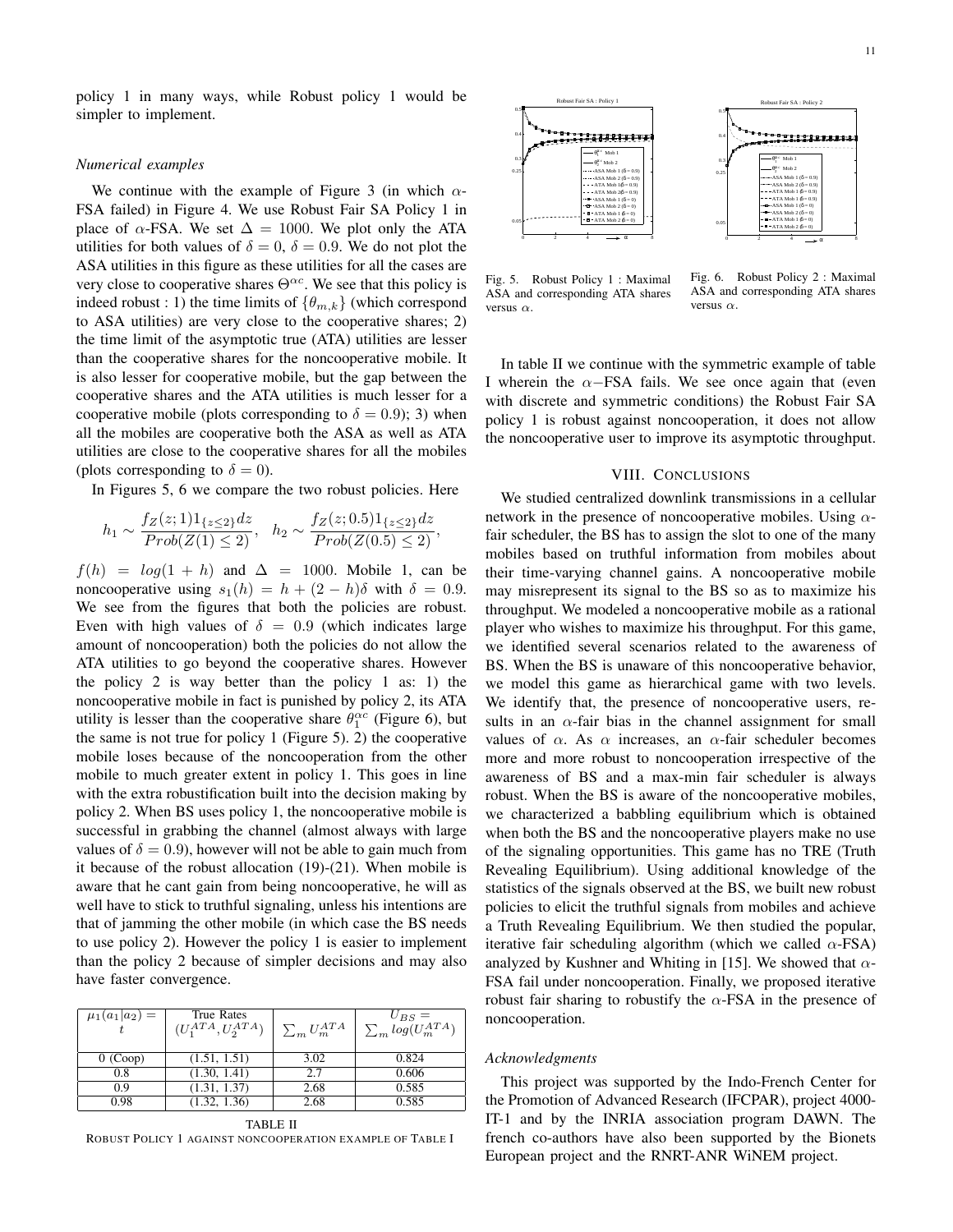policy 1 in many ways, while Robust policy 1 would be simpler to implement.

### *Numerical examples*

We continue with the example of Figure 3 (in which $\alpha$-FSA failed) in Figure 4. We use Robust Fair SA Policy 1 in place of $\alpha$-FSA. We set $\Delta = 1000$. We plot only the ATA utilities for both values of $\delta = 0$, $\delta = 0.9$. We do not plot the ASA utilities in this figure as these utilities for all the cases are very close to cooperative shares $\Theta^{\alpha c}$. We see that this policy is indeed robust : 1) the time limits of $\{\theta_{m,k}\}$ (which correspond to ASA utilities) are very close to the cooperative shares; 2) the time limit of the asymptotic true (ATA) utilities are lesser than the cooperative shares for the noncooperative mobile. It is also lesser for cooperative mobile, but the gap between the cooperative shares and the ATA utilities is much lesser for a cooperative mobile (plots corresponding to $\delta = 0.9$); 3) when all the mobiles are cooperative both the ASA as well as ATA utilities are close to the cooperative shares for all the mobiles (plots corresponding to $\delta = 0$).

In Figures 5, 6 we compare the two robust policies. Here

$$h_1 \sim \frac{f_Z(z;1)1_{\{z\leq 2\}}dz}{Prob(Z(1) \leq 2)}, \quad h_2 \sim \frac{f_Z(z;0.5)1_{\{z\leq 2\}}dz}{Prob(Z(0.5) \leq 2)},$$

$f(h) = log(1 + h)$ and $\Delta = 1000$. Mobile 1, can be noncooperative using $s_1(h) = h + (2 - h)\delta$ with $\delta = 0.9$. We see from the figures that both the policies are robust. Even with high values of $\delta = 0.9$ (which indicates large amount of noncooperation) both the policies do not allow the ATA utilities to go beyond the cooperative shares. However the policy 2 is way better than the policy 1 as: 1) the noncooperative mobile in fact is punished by policy 2, its ATA utility is lesser than the cooperative share $\theta_1^{\alpha c}$ (Figure 6), but the same is not true for policy 1 (Figure 5). 2) the cooperative mobile loses because of the noncooperation from the other mobile to much greater extent in policy 1. This goes in line with the extra robustification built into the decision making by policy 2. When BS uses policy 1, the noncooperative mobile is successful in grabbing the channel (almost always with large values of $\delta = 0.9$), however will not be able to gain much from it because of the robust allocation (19)-(21). When mobile is aware that he cant gain from being noncooperative, he will as well have to stick to truthful signaling, unless his intentions are that of jamming the other mobile (in which case the BS needs to use policy 2). However the policy 1 is easier to implement than the policy 2 because of simpler decisions and may also have faster convergence.

| $\mu_1(a_1 \vert a_2) = t$ | True Rates $(U_1^{ATA}, U_2^{ATA})$ | $\sum_m U_m^{ATA}$ | $U_{BS} = \sum_m log(U_m^{ATA})$ |
|---|---|---|---|
| 0 (Coop) | (1.51, 1.51) | 3.02 | 0.824 |
| 0.8 | (1.30, 1.41) | 2.7 | 0.606 |
| 0.9 | (1.31, 1.37) | 2.68 | 0.585 |
| 0.98 | (1.32, 1.36) | 2.68 | 0.585 |

TABLE II
ROBUST POLICY 1 AGAINST NONCOOPERATION EXAMPLE OF TABLE I

Fig. 5. Robust Policy 1 : Maximal ASA and corresponding ATA shares versus $\alpha$.

Fig. 6. Robust Policy 2 : Maximal ASA and corresponding ATA shares versus $\alpha$.

In table II we continue with the symmetric example of table I wherein the $\alpha-$FSA fails. We see once again that (even with discrete and symmetric conditions) the Robust Fair SA policy 1 is robust against noncooperation, it does not allow the noncooperative user to improve its asymptotic throughput.

## VIII. Conclusions

We studied centralized downlink transmissions in a cellular network in the presence of noncooperative mobiles. Using $\alpha$-fair scheduler, the BS has to assign the slot to one of the many mobiles based on truthful information from mobiles about their time-varying channel gains. A noncooperative mobile may misrepresent its signal to the BS so as to maximize his throughput. We modeled a noncooperative mobile as a rational player who wishes to maximize his throughput. For this game, we identified several scenarios related to the awareness of BS. When the BS is unaware of this noncooperative behavior, we model this game as hierarchical game with two levels. We identify that, the presence of noncooperative users, results in an $\alpha$-fair bias in the channel assignment for small values of $\alpha$. As $\alpha$ increases, an $\alpha$-fair scheduler becomes more and more robust to noncooperation irrespective of the awareness of BS and a max-min fair scheduler is always robust. When the BS is aware of the noncooperative mobiles, we characterized a babbling equilibrium which is obtained when both the BS and the noncooperative players make no use of the signaling opportunities. This game has no TRE (Truth Revealing Equilibrium). Using additional knowledge of the statistics of the signals observed at the BS, we built new robust policies to elicit the truthful signals from mobiles and achieve a Truth Revealing Equilibrium. We then studied the popular, iterative fair scheduling algorithm (which we called $\alpha$-FSA) analyzed by Kushner and Whiting in [15]. We showed that $\alpha$-FSA fail under noncooperation. Finally, we proposed iterative robust fair sharing to robustify the $\alpha$-FSA in the presence of noncooperation.

### *Acknowledgments*

This project was supported by the Indo-French Center for the Promotion of Advanced Research (IFCPAR), project 4000-IT-1 and by the INRIA association program DAWN. The french co-authors have also been supported by the Bionets European project and the RNRT-ANR WiNEM project.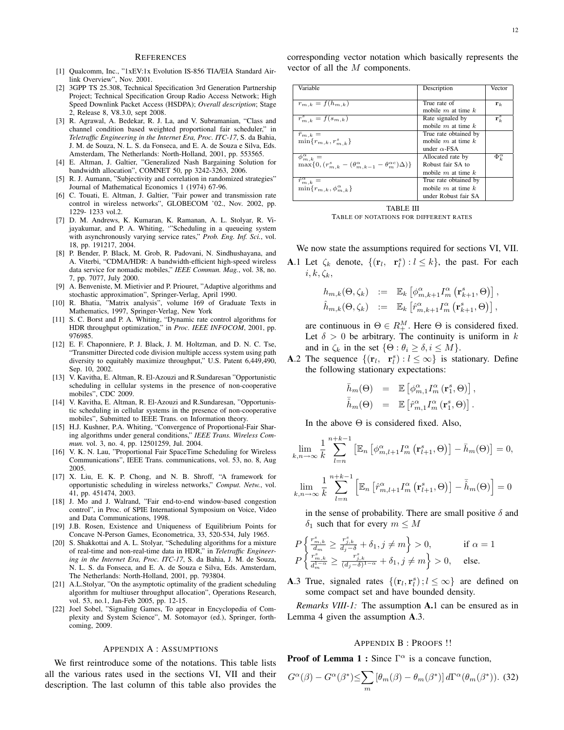## References

[1] Qualcomm, Inc., "1xEV:1x Evolution IS-856 TIA/EIA Standard Airlink Overview", Nov. 2001.

[2] 3GPP TS 25.308, Technical Specification 3rd Generation Partnership Project; Technical Specification Group Radio Access Network; High Speed Downlink Packet Access (HSDPA); *Overall description*; Stage 2, Release 8, V8.3.0, sept 2008.

[3] R. Agrawal, A. Bedekar, R. J. La, and V. Subramanian, "Class and channel condition based weighted proportional fair scheduler," in *Teletraffic Engineering in the Internet Era, Proc. ITC-17*, S. da Bahia, J. M. de Souza, N. L. S. da Fonseca, and E. A. de Souza e Silva, Eds. Amsterdam, The Netherlands: North-Holland, 2001, pp. 553565.

[4] E. Altman, J. Galtier, "Generalized Nash Bargaining Solution for bandwidth allocation", COMNET 50, pp 3242-3263, 2006.

[5] R. J. Aumann, "Subjectivity and correlation in randomized strategies" Journal of Mathematical Economics 1 (1974) 67-96.

[6] C. Touati, E. Altman, J. Galtier, "Fair power and transmission rate control in wireless networks", GLOBECOM '02., Nov. 2002, pp. 1229- 1233 vol.2.

[7] D. M. Andrews, K. Kumaran, K. Ramanan, A. L. Stolyar, R. Vijayakumar, and P. A. Whiting, '"Scheduling in a queueing system with asynchronously varying service rates," *Prob. Eng. Inf. Sci.*, vol. 18, pp. 191217, 2004.

[8] P. Bender, P. Black, M. Grob, R. Padovani, N. Sindhushayana, and A. Viterbi, "CDMA/HDR: A bandwidth-efficient high-speed wireless data service for nomadic mobiles," *IEEE Commun. Mag.*, vol. 38, no. 7, pp. 7077, July 2000.

[9] A. Benveniste, M. Mietivier and P. Priouret, "Adaptive algorithms and stochastic approximation", Springer-Verlag, April 1990.

[10] R. Bhatia, "Matrix analysis", volume 169 of Graduate Texts in Mathematics, 1997, Springer-Verlag, New York

[11] S. C. Borst and P. A. Whiting, "Dynamic rate control algorithms for HDR throughput optimization," in *Proc. IEEE INFOCOM*, 2001, pp. 976985.

[12] E. F. Chaponniere, P. J. Black, J. M. Holtzman, and D. N. C. Tse, "Transmitter Directed code division multiple access system using path diversity to equitably maximize throughput," U.S. Patent 6,449,490, Sep. 10, 2002.

[13] V. Kavitha, E. Altman, R. El-Azouzi and R.Sundaresan "Opportunistic scheduling in cellular systems in the presence of non-cooperative mobiles", CDC 2009.

[14] V. Kavitha, E. Altman, R. El-Azouzi and R.Sundaresan, "Opportunistic scheduling in cellular systems in the presence of non-cooperative mobiles", Submitted to IEEE Trans. on Information theory.

[15] H.J. Kushner, P.A. Whiting, "Convergence of Proportional-Fair Sharing algorithms under general conditions," *IEEE Trans. Wireless Commun.* vol. 3, no. 4, pp. 12501259, Jul. 2004.

[16] V. K. N. Lau, "Proportional Fair SpaceTime Scheduling for Wireless Communications", IEEE Trans. communications, vol. 53, no. 8, Aug 2005.

[17] X. Liu, E. K. P. Chong, and N. B. Shroff, "A framework for opportunistic scheduling in wireless networks," *Comput. Netw.*, vol. 41, pp. 451474, 2003.

[18] J. Mo and J. Walrand, "Fair end-to-end window-based congestion control", in Proc. of SPIE International Symposium on Voice, Video and Data Communications, 1998.

[19] J.B. Rosen, Existence and Uniqueness of Equilibrium Points for Concave N-Person Games, Econometrica, 33, 520-534, July 1965.

[20] S. Shakkottai and A. L. Stolyar, "Scheduling algorithms for a mixture of real-time and non-real-time data in HDR," in *Teletraffic Engineering in the Internet Era, Proc. ITC-17*, S. da Bahia, J. M. de Souza, N. L. S. da Fonseca, and E. A. de Souza e Silva, Eds. Amsterdam, The Netherlands: North-Holland, 2001, pp. 793804.

[21] A.L.Stolyar, "On the asymptotic optimality of the gradient scheduling algorithm for multiuser throughput allocation", Operations Research, vol. 53, no.1, Jan-Feb 2005, pp. 12-15.

[22] Joel Sobel, "Signaling Games, To appear in Encyclopedia of Complexity and System Science", M. Sotomayor (ed.), Springer, forthcoming, 2009.

## Appendix A : Assumptions

We first reintroduce some of the notations. This table lists all the various rates used in the sections VI, VII and their description. The last column of this table also provides the corresponding vector notation which basically represents the vector of all the $M$ components.

| Variable | Description | Vector |
|---|---|---|
| $r_{m,k} = f(h_{m,k})$ | True rate of mobile $m$ at time $k$ | $\mathbf{r}_k$ |
| $r^s_{m,k} = f(s_{m,k})$ | Rate signaled by mobile $m$ at time $k$ | $\mathbf{r}^s_k$ |
| $\bar{r}_{m,k} = \min\{r_{m,k}, r^s_{m,k}\}$ | True rate obtained by mobile $m$ at time $k$ under $\alpha$-FSA | |
| $\phi^\alpha_{m,k} = \max\{0, (r^s_{m,k} - (\theta^\alpha_{m,k-1} - \theta^{\alpha c}_m)\Delta)\}$ | Allocated rate by Robust fair SA to mobile $m$ at time $k$ | $\Phi^\alpha_k$ |
| $\hat{r}^\alpha_{m,k} = \min\{r_{m,k}, \phi^\alpha_{m,k}\}$ | True rate obtained by mobile $m$ at time $k$ under Robust fair SA | |

TABLE III
TABLE OF NOTATIONS FOR DIFFERENT RATES

We now state the assumptions required for sections VI, VII.

**A**.1 Let $\zeta_k$ denote, $\{(\mathbf{r}_l, \ \mathbf{r}^s_l) : l \leq k\}$, the past. For each $i, k, \zeta_k$,

$$
\begin{aligned}
h_{m,k}(\Theta, \zeta_k) &:= \mathbb{E}_k\left[\phi^\alpha_{m,k+1} I^\alpha_m\left(\mathbf{r}^s_{k+1}, \Theta\right)\right], \\
\hat{h}_{m,k}(\Theta, \zeta_k) &:= \mathbb{E}_k\left[\hat{r}^\alpha_{m,k+1} I^\alpha_m\left(\mathbf{r}^s_{k+1}, \Theta\right)\right],
\end{aligned}
$$

are continuous in $\Theta \in R^M_+$. Here $\Theta$ is considered fixed. Let $\delta > 0$ be arbitrary. The continuity is uniform in $k$ and in $\zeta_k$ in the set $\{\Theta : \theta_i \geq \delta, i \leq M\}$.

**A**.2 The sequence $\{(\mathbf{r}_l, \ \mathbf{r}^s_l) : l \leq \infty\}$ is stationary. Define the following stationary expectations:

$$
\begin{aligned}
\bar{h}_m(\Theta) &= \mathbb{E}\left[\phi^\alpha_{m,1} I^\alpha_m\left(\mathbf{r}^s_1, \Theta\right)\right], \\
\bar{\hat{h}}_m(\Theta) &= \mathbb{E}\left[\hat{r}^\alpha_{m,1} I^\alpha_m\left(\mathbf{r}^s_1, \Theta\right)\right].
\end{aligned}
$$

In the above $\Theta$ is considered fixed. Also,

$$
\lim_{k,n\to\infty} \frac{1}{k}\sum_{l=n}^{n+k-1}\left[\mathbb{E}_n\left[\phi^\alpha_{m,l+1} I^\alpha_m\left(\mathbf{r}^s_{l+1}, \Theta\right)\right] - \bar{h}_m(\Theta)\right] = 0,
$$

$$
\lim_{k,n\to\infty} \frac{1}{k}\sum_{l=n}^{n+k-1}\left[\mathbb{E}_n\left[\hat{r}^\alpha_{m,l+1} I^\alpha_m\left(\mathbf{r}^s_{l+1}, \Theta\right)\right] - \bar{\hat{h}}_m(\Theta)\right] = 0
$$

in the sense of probability. There are small positive $\delta$ and $\delta_1$ such that for every $m \leq M$

$$
\begin{aligned}
&P\left\{\frac{r^s_{m,k}}{d_m} \geq \frac{r^s_{j,k}}{d_j - \delta} + \delta_1, j \neq m\right\} > 0, && \text{if } \alpha = 1 \\
&P\left\{\frac{r^s_{m,k}}{d_m^{1-\alpha}} \geq \frac{r^s_{j,k}}{(d_j - \delta)^{1-\alpha}} + \delta_1, j \neq m\right\} > 0, && \text{else.}
\end{aligned}
$$

**A**.3 True, signaled rates $\{(\mathbf{r}_l, \mathbf{r}^s_l); l \leq \infty\}$ are defined on some compact set and have bounded density.

*Remarks VIII-1:* The assumption **A**.1 can be ensured as in Lemma 4 given the assumption **A**.3.

## Appendix B : Proofs !!

**Proof of Lemma 1 :** Since $\Gamma^\alpha$ is a concave function,

$$
G^\alpha(\beta) - G^\alpha(\beta^*) \leq \sum_m \left[\theta_m(\beta) - \theta_m(\beta^*)\right] d\Gamma^\alpha(\theta_m(\beta^*)). \quad (32)
$$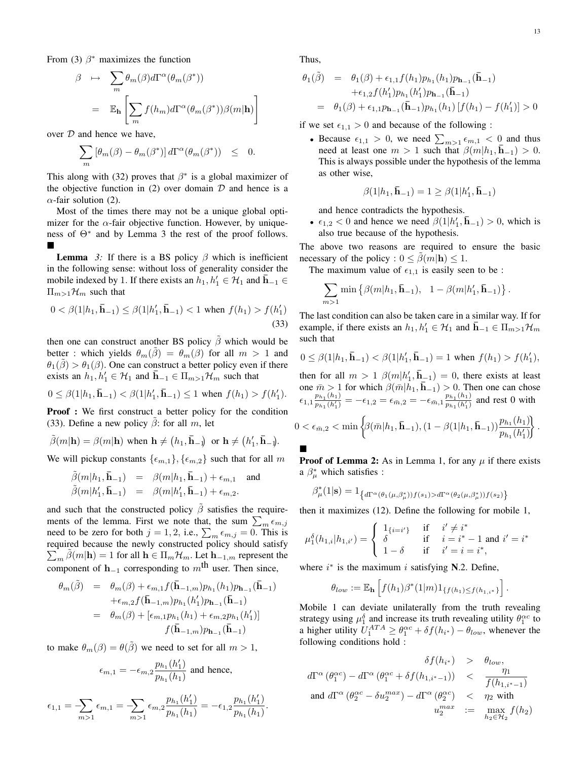From (3) $\beta^*$ maximizes the function

$$\beta \mapsto \sum_m \theta_m(\beta) d\Gamma^\alpha(\theta_m(\beta^*)) = \mathbb{E}_{\mathbf{h}}\left[\sum_m f(h_m) d\Gamma^\alpha(\theta_m(\beta^*))\beta(m|\mathbf{h})\right]$$

over $\mathcal{D}$ and hence we have,

$$\sum_m \left[\theta_m(\beta) - \theta_m(\beta^*)\right] d\Gamma^\alpha(\theta_m(\beta^*)) \leq 0.$$

This along with (32) proves that $\beta^*$ is a global maximizer of the objective function in (2) over domain $\mathcal{D}$ and hence is a $\alpha$-fair solution (2).

Most of the times there may not be a unique global optimizer for the $\alpha$-fair objective function. However, by uniqueness of $\Theta^*$ and by Lemma 3 the rest of the proof follows. ∎

**Lemma** *3:* If there is a BS policy $\beta$ which is inefficient in the following sense: without loss of generality consider the mobile indexed by 1. If there exists an $h_1, h_1' \in \mathcal{H}_1$ and $\bar{\mathbf{h}}_{-1} \in \Pi_{m>1}\mathcal{H}_m$ such that

$$0 < \beta(1|h_1, \bar{\mathbf{h}}_{-1}) \leq \beta(1|h_1', \bar{\mathbf{h}}_{-1}) < 1 \text{ when } f(h_1) > f(h_1') \tag{33}$$

then one can construct another BS policy $\tilde{\beta}$ which would be better : which yields $\theta_m(\tilde{\beta}) = \theta_m(\beta)$ for all $m > 1$ and $\theta_1(\tilde{\beta}) > \theta_1(\beta)$. One can construct a better policy even if there exists an $h_1, h_1' \in \mathcal{H}_1$ and $\bar{\mathbf{h}}_{-1} \in \Pi_{m>1}\mathcal{H}_m$ such that

$$0 \leq \beta(1|h_1, \bar{\mathbf{h}}_{-1}) < \beta(1|h_1', \bar{\mathbf{h}}_{-1}) \leq 1 \text{ when } f(h_1) > f(h_1').$$

**Proof :** We first construct a better policy for the condition (33). Define a new policy $\tilde{\beta}$: for all $m$, let

$$\tilde{\beta}(m|\mathbf{h}) = \beta(m|\mathbf{h}) \text{ when } \mathbf{h} \neq \left(h_1, \bar{\mathbf{h}}_{-1}\right) \text{ or } \mathbf{h} \neq \left(h_1', \bar{\mathbf{h}}_{-1}\right).$$

We will pickup constants $\{\epsilon_{m,1}\}, \{\epsilon_{m,2}\}$ such that for all $m$

$$\tilde{\beta}(m|h_1, \bar{\mathbf{h}}_{-1}) = \beta(m|h_1, \bar{\mathbf{h}}_{-1}) + \epsilon_{m,1} \quad \text{and}$$
$$\tilde{\beta}(m|h_1', \bar{\mathbf{h}}_{-1}) = \beta(m|h_1', \bar{\mathbf{h}}_{-1}) + \epsilon_{m,2}.$$

and such that the constructed policy $\tilde{\beta}$ satisfies the requirements of the lemma. First we note that, the sum $\sum_m \epsilon_{m,j}$ need to be zero for both $j = 1, 2$, i.e., $\sum_m \epsilon_{m,j} = 0$. This is required because the newly constructed policy should satisfy $\sum_m \tilde{\beta}(m|\mathbf{h}) = 1$ for all $\mathbf{h} \in \Pi_m\mathcal{H}_m$. Let $\mathbf{h}_{-1,m}$ represent the component of $\mathbf{h}_{-1}$ corresponding to $m^{\text{th}}$ user. Then since,

$$\begin{aligned}
\theta_m(\tilde{\beta}) &= \theta_m(\beta) + \epsilon_{m,1} f(\bar{\mathbf{h}}_{-1,m}) p_{h_1}(h_1) p_{\mathbf{h}_{-1}}(\bar{\mathbf{h}}_{-1}) \\
&\quad + \epsilon_{m,2} f(\bar{\mathbf{h}}_{-1,m}) p_{h_1}(h_1') p_{\mathbf{h}_{-1}}(\bar{\mathbf{h}}_{-1}) \\
&= \theta_m(\beta) + \left[\epsilon_{m,1} p_{h_1}(h_1) + \epsilon_{m,2} p_{h_1}(h_1')\right] \\
&\qquad f(\bar{\mathbf{h}}_{-1,m}) p_{\mathbf{h}_{-1}}(\bar{\mathbf{h}}_{-1})
\end{aligned}$$

to make $\theta_m(\beta) = \theta(\tilde{\beta})$ we need to set for all $m > 1$,

$$\epsilon_{m,1} = -\epsilon_{m,2} \frac{p_{h_1}(h_1')}{p_{h_1}(h_1)} \text{ and hence,}$$

$$\epsilon_{1,1} = -\sum_{m>1} \epsilon_{m,1} = -\sum_{m>1} \epsilon_{m,2} \frac{p_{h_1}(h_1')}{p_{h_1}(h_1)} = -\epsilon_{1,2} \frac{p_{h_1}(h_1')}{p_{h_1}(h_1)}.$$

Thus,

$$\begin{aligned}
\theta_1(\tilde{\beta}) &= \theta_1(\beta) + \epsilon_{1,1} f(h_1) p_{h_1}(h_1) p_{\mathbf{h}_{-1}}(\bar{\mathbf{h}}_{-1}) \\
&\quad + \epsilon_{1,2} f(h_1') p_{h_1}(h_1') p_{\mathbf{h}_{-1}}(\bar{\mathbf{h}}_{-1}) \\
&= \theta_1(\beta) + \epsilon_{1,1} p_{\mathbf{h}_{-1}}(\bar{\mathbf{h}}_{-1}) p_{h_1}(h_1) \left[f(h_1) - f(h_1')\right] > 0
\end{aligned}$$

if we set $\epsilon_{1,1} > 0$ and because of the following :

- Because $\epsilon_{1,1} > 0$, we need $\sum_{m>1} \epsilon_{m,1} < 0$ and thus need at least one $m > 1$ such that $\beta(m|h_1, \bar{\mathbf{h}}_{-1}) > 0$. This is always possible under the hypothesis of the lemma as other wise,
$$\beta(1|h_1, \bar{\mathbf{h}}_{-1}) = 1 \geq \beta(1|h_1', \bar{\mathbf{h}}_{-1})$$
and hence contradicts the hypothesis.
- $\epsilon_{1,2} < 0$ and hence we need $\beta(1|h_1', \bar{\mathbf{h}}_{-1}) > 0$, which is also true because of the hypothesis.

The above two reasons are required to ensure the basic necessary of the policy : $0 \leq \tilde{\beta}(m|\mathbf{h}) \leq 1$.

The maximum value of $\epsilon_{1,1}$ is easily seen to be :

$$\sum_{m>1} \min\left\{\beta(m|h_1, \bar{\mathbf{h}}_{-1}), \quad 1 - \beta(m|h_1', \bar{\mathbf{h}}_{-1})\right\}.$$

The last condition can also be taken care in a similar way. If for example, if there exists an $h_1, h_1' \in \mathcal{H}_1$ and $\bar{\mathbf{h}}_{-1} \in \Pi_{m>1}\mathcal{H}_m$ such that

$$0 \leq \beta(1|h_1, \bar{\mathbf{h}}_{-1}) < \beta(1|h_1', \bar{\mathbf{h}}_{-1}) = 1 \text{ when } f(h_1) > f(h_1'),$$

then for all $m > 1$ $\beta(m|h_1', \bar{\mathbf{h}}_{-1}) = 0$, there exists at least one $\bar{m} > 1$ for which $\beta(\bar{m}|h_1, \bar{\mathbf{h}}_{-1}) > 0$. Then one can chose $\epsilon_{1,1}\frac{p_{h_1}(h_1)}{p_{h_1}(h_1')} = -\epsilon_{1,2} = \epsilon_{\bar{m},2} = -\epsilon_{\bar{m},1}\frac{p_{h_1}(h_1)}{p_{h_1}(h_1')}$ and rest 0 with

$$0 < \epsilon_{\bar{m},2} < \min\left\{\beta(\bar{m}|h_1, \bar{\mathbf{h}}_{-1}), (1 - \beta(1|h_1, \bar{\mathbf{h}}_{-1}))\frac{p_{h_1}(h_1)}{p_{h_1}(h_1')}\right\}.$$

∎

**Proof of Lemma 2:** As in Lemma 1, for any $\mu$ if there exists a $\beta_\mu^*$ which satisfies :

$$\beta_\mu^*(1|\mathbf{s}) = 1_{\left\{d\Gamma^\alpha(\theta_1(\mu, \beta_\mu^*)) f(s_1) > d\Gamma^\alpha(\theta_2(\mu, \beta_\mu^*)) f(s_2)\right\}}$$

then it maximizes (12). Define the following for mobile 1,

$$\mu_1^\delta(h_{1,i}|h_{1,i'}) = \begin{cases} 1_{\{i=i'\}} & \text{if} \quad i' \neq i^* \\ \delta & \text{if} \quad i = i^* - 1 \text{ and } i' = i^* \\ 1 - \delta & \text{if} \quad i' = i = i^*, \end{cases}$$

where $i^*$ is the maximum $i$ satisfying **N**.2. Define,

$$\theta_{low} := \mathbb{E}_{\mathbf{h}}\left[f(h_1)\beta^*(1|m) 1_{\{f(h_1) \leq f(h_{1,i^*})\}}\right].$$

Mobile 1 can deviate unilaterally from the truth revealing strategy using $\mu_1^\delta$ and increase its truth revealing utility $\theta_1^{\alpha c}$ to a higher utility $U_1^{ATA} \geq \theta_1^{\alpha c} + \delta f(h_{i^*}) - \theta_{low}$, whenever the following conditions hold :

$$\begin{aligned}
\delta f(h_{i^*}) &> \theta_{low}, \\
d\Gamma^\alpha\left(\theta_1^{\alpha c}\right) - d\Gamma^\alpha\left(\theta_1^{\alpha c} + \delta f(h_{1,i^*-1})\right) &< \frac{\eta_1}{f(h_{1,i^*-1})} \\
\text{and } d\Gamma^\alpha\left(\theta_2^{\alpha c} - \delta u_2^{max}\right) - d\Gamma^\alpha\left(\theta_2^{\alpha c}\right) &< \eta_2 \text{ with} \\
u_2^{max} &:= \max_{h_2 \in \mathcal{H}_2} f(h_2)
\end{aligned}$$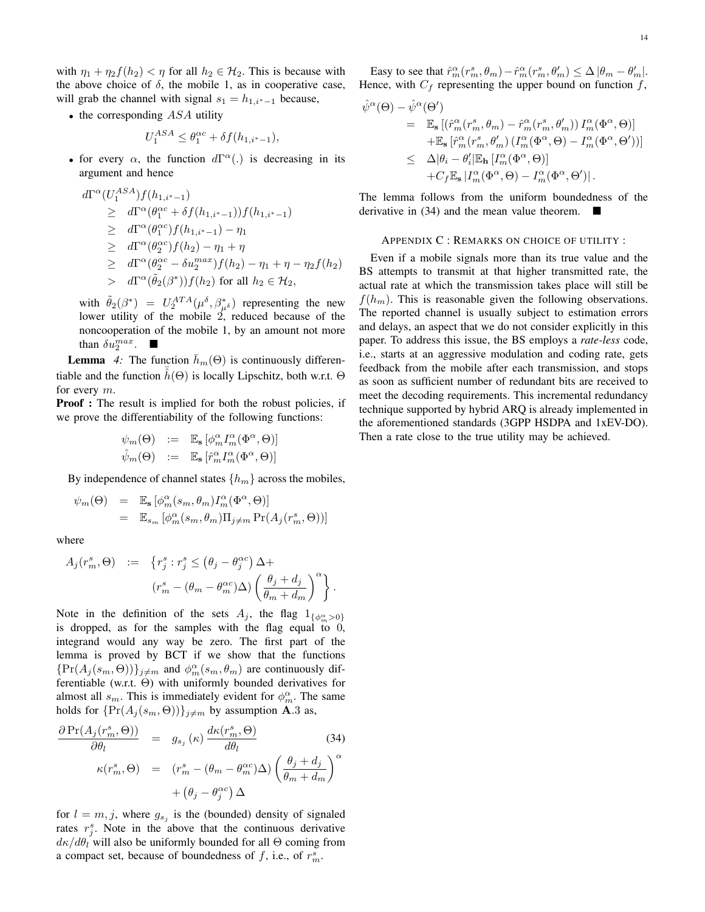with $\eta_1 + \eta_2 f(h_2) < \eta$ for all $h_2 \in \mathcal{H}_2$. This is because with the above choice of $\delta$, the mobile 1, as in cooperative case, will grab the channel with signal $s_1 = h_{1,i^*-1}$ because,

- the corresponding $ASA$ utility
$$U_1^{ASA} \leq \theta_1^{\alpha c} + \delta f(h_{1,i^*-1}),$$
- for every $\alpha$, the function $d\Gamma^\alpha(.)$ is decreasing in its argument and hence
$$\begin{aligned}
d\Gamma^\alpha(U_1^{ASA}) f(h_{1,i^*-1}) & \\
\geq \; & d\Gamma^\alpha(\theta_1^{\alpha c} + \delta f(h_{1,i^*-1})) f(h_{1,i^*-1}) \\
\geq \; & d\Gamma^\alpha(\theta_1^{\alpha c}) f(h_{1,i^*-1}) - \eta_1 \\
\geq \; & d\Gamma^\alpha(\theta_2^{\alpha c}) f(h_2) - \eta_1 + \eta \\
\geq \; & d\Gamma^\alpha(\theta_2^{\alpha c} - \delta u_2^{max}) f(h_2) - \eta_1 + \eta - \eta_2 f(h_2) \\
> \; & d\Gamma^\alpha(\tilde{\theta}_2(\beta^*)) f(h_2) \text{ for all } h_2 \in \mathcal{H}_2,
\end{aligned}$$
with $\tilde{\theta}_2(\beta^*) = U_2^{ATA}(\mu^\delta, \beta^*_{\mu^\delta})$ representing the new lower utility of the mobile 2, reduced because of the noncooperation of the mobile 1, by an amount not more than $\delta u_2^{max}$. ■

**Lemma** *4:* The function $\bar{h}_m(\Theta)$ is continuously differentiable and the function $\bar{\bar{h}}(\Theta)$ is locally Lipschitz, both w.r.t. $\Theta$ for every $m$.

**Proof :** The result is implied for both the robust policies, if we prove the differentiability of the following functions:

$$\begin{aligned}
\psi_m(\Theta) &:= \mathbb{E}_{\mathbf{s}}\left[\phi_m^\alpha I_m^\alpha(\Phi^\alpha, \Theta)\right] \\
\hat{\psi}_m(\Theta) &:= \mathbb{E}_{\mathbf{s}}\left[\hat{r}_m^\alpha I_m^\alpha(\Phi^\alpha, \Theta)\right]
\end{aligned}$$

By independence of channel states $\{h_m\}$ across the mobiles,

$$\begin{aligned}
\psi_m(\Theta) &= \mathbb{E}_{\mathbf{s}}\left[\phi_m^\alpha(s_m, \theta_m) I_m^\alpha(\Phi^\alpha, \Theta)\right] \\
&= \mathbb{E}_{s_m}\left[\phi_m^\alpha(s_m, \theta_m) \Pi_{j \neq m} \Pr(A_j(r_m^s, \Theta))\right]
\end{aligned}$$

where

$$A_j(r_m^s, \Theta) := \left\{ r_j^s : r_j^s \leq \left(\theta_j - \theta_j^{\alpha c}\right)\Delta + (r_m^s - (\theta_m - \theta_m^{\alpha c})\Delta)\left(\frac{\theta_j + d_j}{\theta_m + d_m}\right)^\alpha \right\}.$$

Note in the definition of the sets $A_j$, the flag $1_{\{\phi_m^\alpha > 0\}}$ is dropped, as for the samples with the flag equal to 0, integrand would any way be zero. The first part of the lemma is proved by BCT if we show that the functions $\{\Pr(A_j(s_m, \Theta))\}_{j \neq m}$ and $\phi_m^\alpha(s_m, \theta_m)$ are continuously differentiable (w.r.t. $\Theta$) with uniformly bounded derivatives for almost all $s_m$. This is immediately evident for $\phi_m^\alpha$. The same holds for $\{\Pr(A_j(s_m, \Theta))\}_{j \neq m}$ by assumption **A**.3 as,

$$\begin{aligned}
\frac{\partial \Pr(A_j(r_m^s, \Theta))}{\partial \theta_l} &= g_{s_j}(\kappa) \frac{d\kappa(r_m^s, \Theta)}{d\theta_l} \qquad (34) \\
\kappa(r_m^s, \Theta) &= (r_m^s - (\theta_m - \theta_m^{\alpha c})\Delta)\left(\frac{\theta_j + d_j}{\theta_m + d_m}\right)^\alpha \\
&\quad + \left(\theta_j - \theta_j^{\alpha c}\right)\Delta
\end{aligned}$$

for $l = m, j$, where $g_{s_j}$ is the (bounded) density of signaled rates $r_j^s$. Note in the above that the continuous derivative $d\kappa/d\theta_l$ will also be uniformly bounded for all $\Theta$ coming from a compact set, because of boundedness of $f$, i.e., of $r_m^s$.

Easy to see that $\hat{r}_m^\alpha(r_m^s, \theta_m) - \hat{r}_m^\alpha(r_m^s, \theta'_m) \leq \Delta|\theta_m - \theta'_m|$. Hence, with $C_f$ representing the upper bound on function $f$,

$$\begin{aligned}
\hat{\psi}^\alpha(\Theta) - \hat{\psi}^\alpha(\Theta') & \\
= \; & \mathbb{E}_{\mathbf{s}}\left[(\hat{r}_m^\alpha(r_m^s, \theta_m) - \hat{r}_m^\alpha(r_m^s, \theta'_m)) I_m^\alpha(\Phi^\alpha, \Theta)\right] \\
& + \mathbb{E}_{\mathbf{s}}\left[\hat{r}_m^\alpha(r_m^s, \theta'_m)\left(I_m^\alpha(\Phi^\alpha, \Theta) - I_m^\alpha(\Phi^\alpha, \Theta')\right)\right] \\
\leq \; & \Delta|\theta_i - \theta'_i| \mathbb{E}_{\mathbf{h}}\left[I_m^\alpha(\Phi^\alpha, \Theta)\right] \\
& + C_f \mathbb{E}_{\mathbf{s}}\left|I_m^\alpha(\Phi^\alpha, \Theta) - I_m^\alpha(\Phi^\alpha, \Theta')\right|.
\end{aligned}$$

The lemma follows from the uniform boundedness of the derivative in (34) and the mean value theorem. ■

## Appendix C : Remarks on choice of utility :

Even if a mobile signals more than its true value and the BS attempts to transmit at that higher transmitted rate, the actual rate at which the transmission takes place will still be $f(h_m)$. This is reasonable given the following observations. The reported channel is usually subject to estimation errors and delays, an aspect that we do not consider explicitly in this paper. To address this issue, the BS employs a *rate-less* code, i.e., starts at an aggressive modulation and coding rate, gets feedback from the mobile after each transmission, and stops as soon as sufficient number of redundant bits are received to meet the decoding requirements. This incremental redundancy technique supported by hybrid ARQ is already implemented in the aforementioned standards (3GPP HSDPA and 1xEV-DO). Then a rate close to the true utility may be achieved.